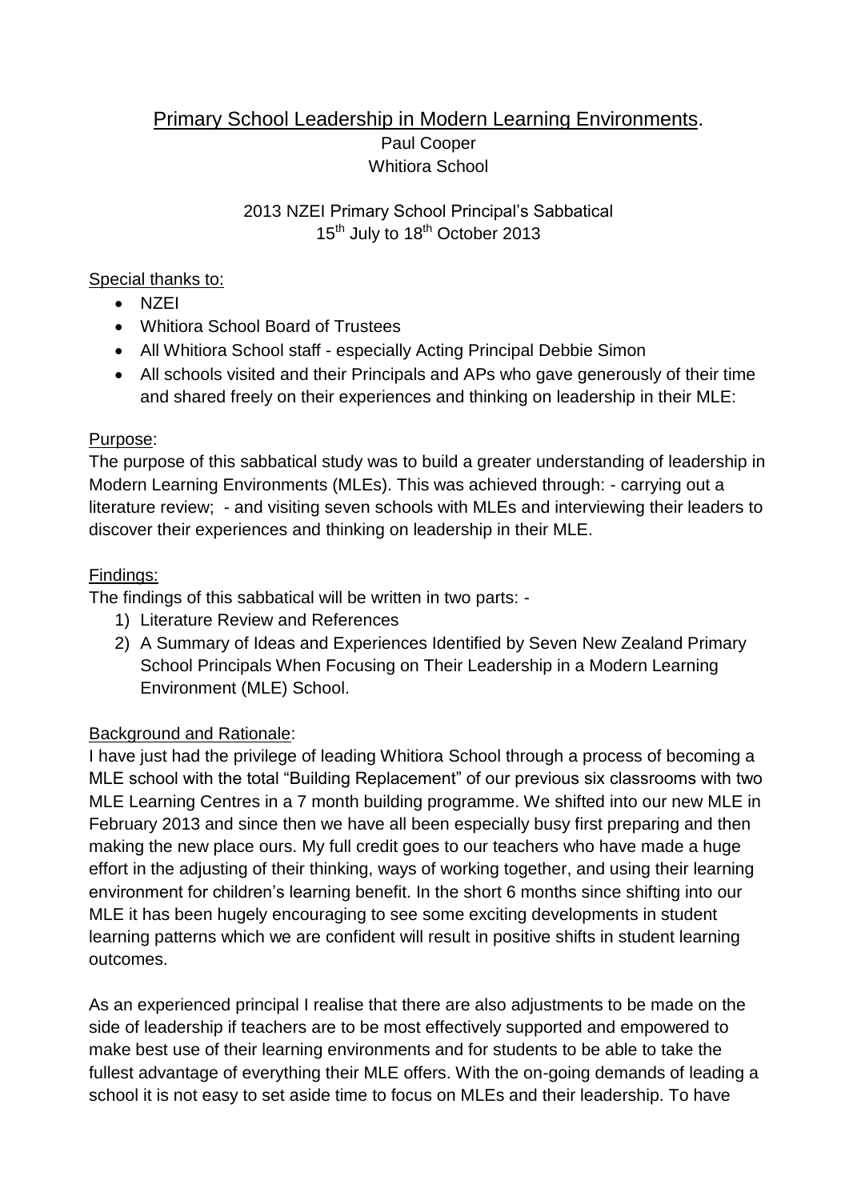# Primary School Leadership in Modern Learning Environments.

Paul Cooper
Whitiora School

2013 NZEI Primary School Principal's Sabbatical
15th July to 18th October 2013

Special thanks to:

- NZEI
- Whitiora School Board of Trustees
- All Whitiora School staff - especially Acting Principal Debbie Simon
- All schools visited and their Principals and APs who gave generously of their time and shared freely on their experiences and thinking on leadership in their MLE:

Purpose:

The purpose of this sabbatical study was to build a greater understanding of leadership in Modern Learning Environments (MLEs). This was achieved through: - carrying out a literature review; - and visiting seven schools with MLEs and interviewing their leaders to discover their experiences and thinking on leadership in their MLE.

Findings:

The findings of this sabbatical will be written in two parts: -

1) Literature Review and References
2) A Summary of Ideas and Experiences Identified by Seven New Zealand Primary School Principals When Focusing on Their Leadership in a Modern Learning Environment (MLE) School.

Background and Rationale:

I have just had the privilege of leading Whitiora School through a process of becoming a MLE school with the total "Building Replacement" of our previous six classrooms with two MLE Learning Centres in a 7 month building programme. We shifted into our new MLE in February 2013 and since then we have all been especially busy first preparing and then making the new place ours. My full credit goes to our teachers who have made a huge effort in the adjusting of their thinking, ways of working together, and using their learning environment for children's learning benefit. In the short 6 months since shifting into our MLE it has been hugely encouraging to see some exciting developments in student learning patterns which we are confident will result in positive shifts in student learning outcomes.

As an experienced principal I realise that there are also adjustments to be made on the side of leadership if teachers are to be most effectively supported and empowered to make best use of their learning environments and for students to be able to take the fullest advantage of everything their MLE offers. With the on-going demands of leading a school it is not easy to set aside time to focus on MLEs and their leadership. To have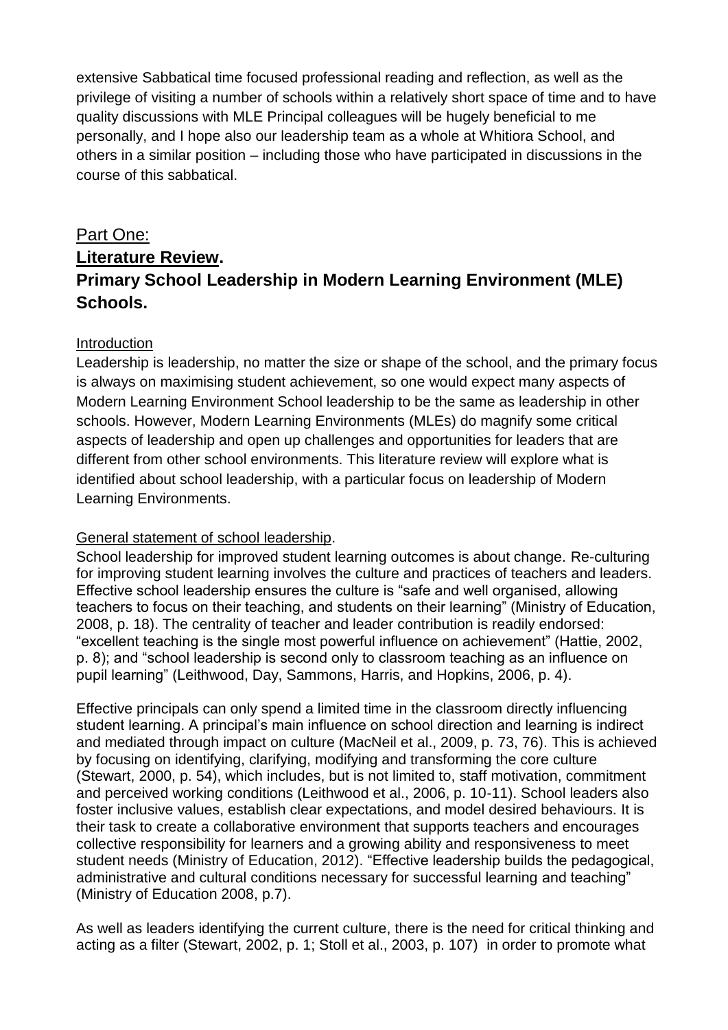extensive Sabbatical time focused professional reading and reflection, as well as the privilege of visiting a number of schools within a relatively short space of time and to have quality discussions with MLE Principal colleagues will be hugely beneficial to me personally, and I hope also our leadership team as a whole at Whitiora School, and others in a similar position – including those who have participated in discussions in the course of this sabbatical.

## Part One:

## **Literature Review.**

## **Primary School Leadership in Modern Learning Environment (MLE) Schools.**

### Introduction

Leadership is leadership, no matter the size or shape of the school, and the primary focus is always on maximising student achievement, so one would expect many aspects of Modern Learning Environment School leadership to be the same as leadership in other schools. However, Modern Learning Environments (MLEs) do magnify some critical aspects of leadership and open up challenges and opportunities for leaders that are different from other school environments. This literature review will explore what is identified about school leadership, with a particular focus on leadership of Modern Learning Environments.

### General statement of school leadership.

School leadership for improved student learning outcomes is about change. Re-culturing for improving student learning involves the culture and practices of teachers and leaders. Effective school leadership ensures the culture is "safe and well organised, allowing teachers to focus on their teaching, and students on their learning" (Ministry of Education, 2008, p. 18). The centrality of teacher and leader contribution is readily endorsed: "excellent teaching is the single most powerful influence on achievement" (Hattie, 2002, p. 8); and "school leadership is second only to classroom teaching as an influence on pupil learning" (Leithwood, Day, Sammons, Harris, and Hopkins, 2006, p. 4).

Effective principals can only spend a limited time in the classroom directly influencing student learning. A principal's main influence on school direction and learning is indirect and mediated through impact on culture (MacNeil et al., 2009, p. 73, 76). This is achieved by focusing on identifying, clarifying, modifying and transforming the core culture (Stewart, 2000, p. 54), which includes, but is not limited to, staff motivation, commitment and perceived working conditions (Leithwood et al., 2006, p. 10-11). School leaders also foster inclusive values, establish clear expectations, and model desired behaviours. It is their task to create a collaborative environment that supports teachers and encourages collective responsibility for learners and a growing ability and responsiveness to meet student needs (Ministry of Education, 2012). "Effective leadership builds the pedagogical, administrative and cultural conditions necessary for successful learning and teaching" (Ministry of Education 2008, p.7).

As well as leaders identifying the current culture, there is the need for critical thinking and acting as a filter (Stewart, 2002, p. 1; Stoll et al., 2003, p. 107) in order to promote what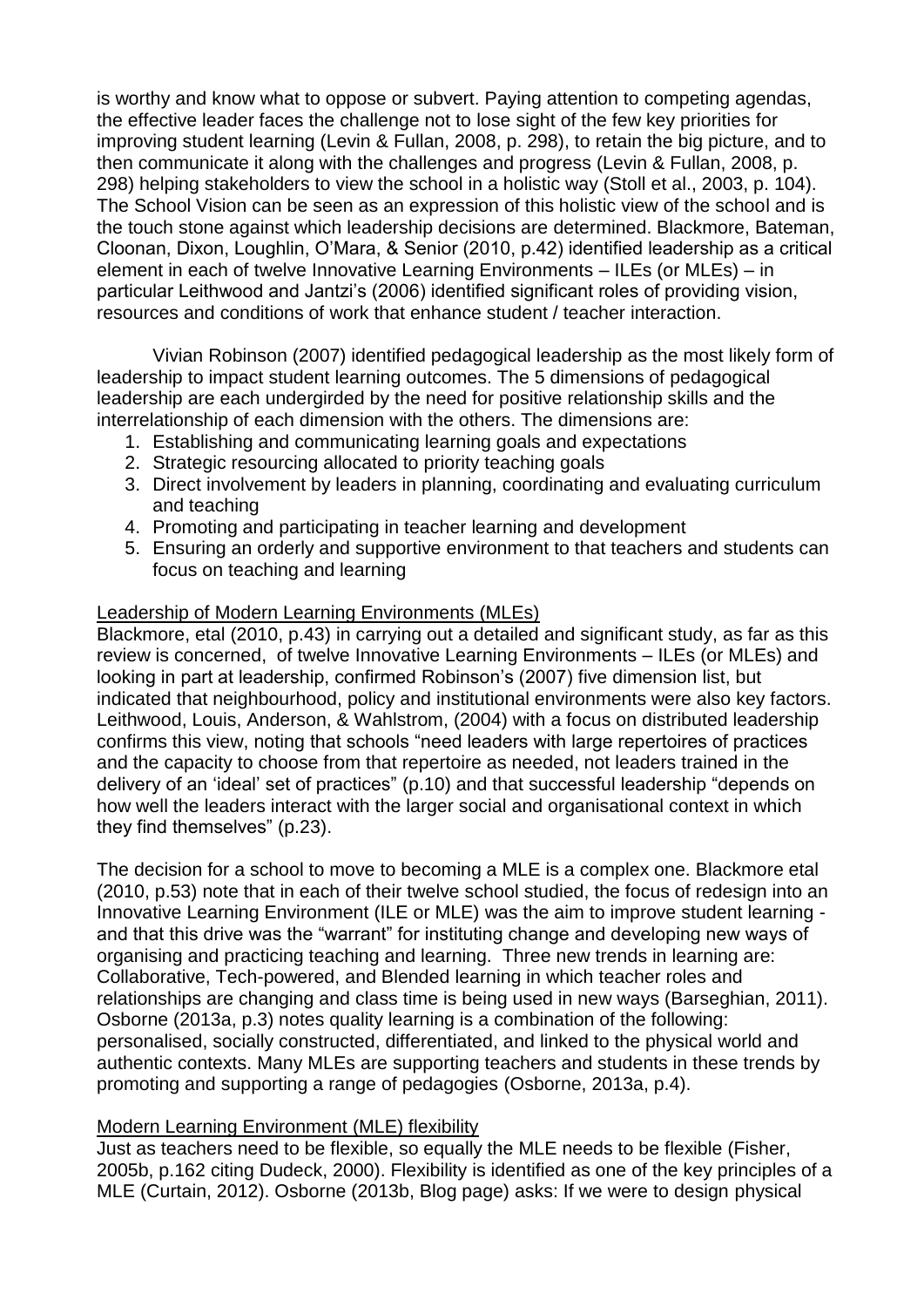is worthy and know what to oppose or subvert. Paying attention to competing agendas, the effective leader faces the challenge not to lose sight of the few key priorities for improving student learning (Levin & Fullan, 2008, p. 298), to retain the big picture, and to then communicate it along with the challenges and progress (Levin & Fullan, 2008, p. 298) helping stakeholders to view the school in a holistic way (Stoll et al., 2003, p. 104). The School Vision can be seen as an expression of this holistic view of the school and is the touch stone against which leadership decisions are determined. Blackmore, Bateman, Cloonan, Dixon, Loughlin, O'Mara, & Senior (2010, p.42) identified leadership as a critical element in each of twelve Innovative Learning Environments – ILEs (or MLEs) – in particular Leithwood and Jantzi's (2006) identified significant roles of providing vision, resources and conditions of work that enhance student / teacher interaction.

Vivian Robinson (2007) identified pedagogical leadership as the most likely form of leadership to impact student learning outcomes. The 5 dimensions of pedagogical leadership are each undergirded by the need for positive relationship skills and the interrelationship of each dimension with the others. The dimensions are:

1. Establishing and communicating learning goals and expectations
2. Strategic resourcing allocated to priority teaching goals
3. Direct involvement by leaders in planning, coordinating and evaluating curriculum and teaching
4. Promoting and participating in teacher learning and development
5. Ensuring an orderly and supportive environment to that teachers and students can focus on teaching and learning

<u>Leadership of Modern Learning Environments (MLEs)</u>

Blackmore, etal (2010, p.43) in carrying out a detailed and significant study, as far as this review is concerned, of twelve Innovative Learning Environments – ILEs (or MLEs) and looking in part at leadership, confirmed Robinson's (2007) five dimension list, but indicated that neighbourhood, policy and institutional environments were also key factors. Leithwood, Louis, Anderson, & Wahlstrom, (2004) with a focus on distributed leadership confirms this view, noting that schools "need leaders with large repertoires of practices and the capacity to choose from that repertoire as needed, not leaders trained in the delivery of an 'ideal' set of practices" (p.10) and that successful leadership "depends on how well the leaders interact with the larger social and organisational context in which they find themselves" (p.23).

The decision for a school to move to becoming a MLE is a complex one. Blackmore etal (2010, p.53) note that in each of their twelve school studied, the focus of redesign into an Innovative Learning Environment (ILE or MLE) was the aim to improve student learning - and that this drive was the "warrant" for instituting change and developing new ways of organising and practicing teaching and learning. Three new trends in learning are: Collaborative, Tech-powered, and Blended learning in which teacher roles and relationships are changing and class time is being used in new ways (Barseghian, 2011). Osborne (2013a, p.3) notes quality learning is a combination of the following: personalised, socially constructed, differentiated, and linked to the physical world and authentic contexts. Many MLEs are supporting teachers and students in these trends by promoting and supporting a range of pedagogies (Osborne, 2013a, p.4).

<u>Modern Learning Environment (MLE) flexibility</u>

Just as teachers need to be flexible, so equally the MLE needs to be flexible (Fisher, 2005b, p.162 citing Dudeck, 2000). Flexibility is identified as one of the key principles of a MLE (Curtain, 2012). Osborne (2013b, Blog page) asks: If we were to design physical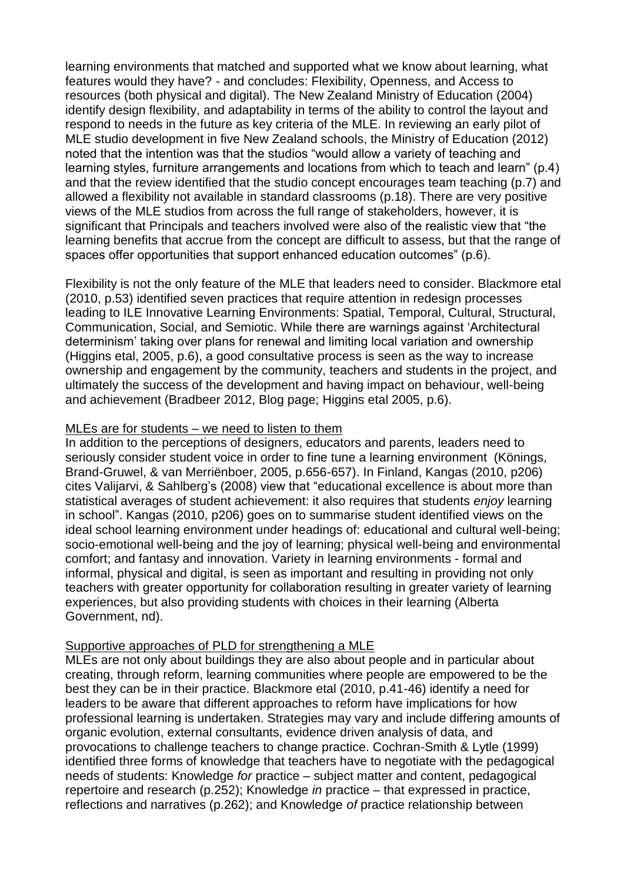learning environments that matched and supported what we know about learning, what features would they have? - and concludes: Flexibility, Openness, and Access to resources (both physical and digital). The New Zealand Ministry of Education (2004) identify design flexibility, and adaptability in terms of the ability to control the layout and respond to needs in the future as key criteria of the MLE. In reviewing an early pilot of MLE studio development in five New Zealand schools, the Ministry of Education (2012) noted that the intention was that the studios "would allow a variety of teaching and learning styles, furniture arrangements and locations from which to teach and learn" (p.4) and that the review identified that the studio concept encourages team teaching (p.7) and allowed a flexibility not available in standard classrooms (p.18). There are very positive views of the MLE studios from across the full range of stakeholders, however, it is significant that Principals and teachers involved were also of the realistic view that "the learning benefits that accrue from the concept are difficult to assess, but that the range of spaces offer opportunities that support enhanced education outcomes" (p.6).

Flexibility is not the only feature of the MLE that leaders need to consider. Blackmore etal (2010, p.53) identified seven practices that require attention in redesign processes leading to ILE Innovative Learning Environments: Spatial, Temporal, Cultural, Structural, Communication, Social, and Semiotic. While there are warnings against 'Architectural determinism' taking over plans for renewal and limiting local variation and ownership (Higgins etal, 2005, p.6), a good consultative process is seen as the way to increase ownership and engagement by the community, teachers and students in the project, and ultimately the success of the development and having impact on behaviour, well-being and achievement (Bradbeer 2012, Blog page; Higgins etal 2005, p.6).

## MLEs are for students – we need to listen to them

In addition to the perceptions of designers, educators and parents, leaders need to seriously consider student voice in order to fine tune a learning environment (Könings, Brand-Gruwel, & van Merriënboer, 2005, p.656-657). In Finland, Kangas (2010, p206) cites Valijarvi, & Sahlberg's (2008) view that "educational excellence is about more than statistical averages of student achievement: it also requires that students *enjoy* learning in school". Kangas (2010, p206) goes on to summarise student identified views on the ideal school learning environment under headings of: educational and cultural well-being; socio-emotional well-being and the joy of learning; physical well-being and environmental comfort; and fantasy and innovation. Variety in learning environments - formal and informal, physical and digital, is seen as important and resulting in providing not only teachers with greater opportunity for collaboration resulting in greater variety of learning experiences, but also providing students with choices in their learning (Alberta Government, nd).

## Supportive approaches of PLD for strengthening a MLE

MLEs are not only about buildings they are also about people and in particular about creating, through reform, learning communities where people are empowered to be the best they can be in their practice. Blackmore etal (2010, p.41-46) identify a need for leaders to be aware that different approaches to reform have implications for how professional learning is undertaken. Strategies may vary and include differing amounts of organic evolution, external consultants, evidence driven analysis of data, and provocations to challenge teachers to change practice. Cochran-Smith & Lytle (1999) identified three forms of knowledge that teachers have to negotiate with the pedagogical needs of students: Knowledge *for* practice – subject matter and content, pedagogical repertoire and research (p.252); Knowledge *in* practice – that expressed in practice, reflections and narratives (p.262); and Knowledge *of* practice relationship between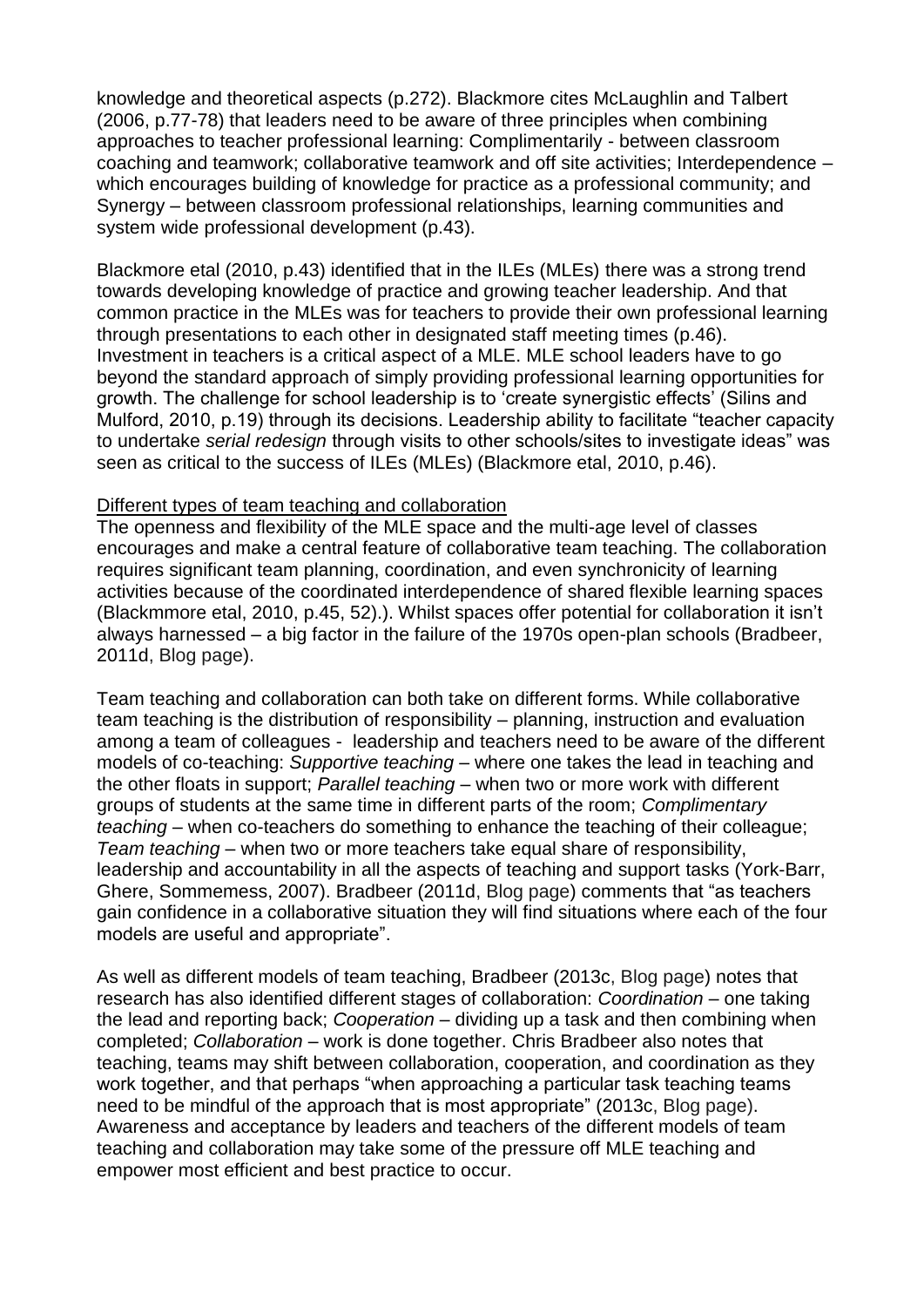knowledge and theoretical aspects (p.272). Blackmore cites McLaughlin and Talbert (2006, p.77-78) that leaders need to be aware of three principles when combining approaches to teacher professional learning: Complimentarily - between classroom coaching and teamwork; collaborative teamwork and off site activities; Interdependence – which encourages building of knowledge for practice as a professional community; and Synergy – between classroom professional relationships, learning communities and system wide professional development (p.43).

Blackmore etal (2010, p.43) identified that in the ILEs (MLEs) there was a strong trend towards developing knowledge of practice and growing teacher leadership. And that common practice in the MLEs was for teachers to provide their own professional learning through presentations to each other in designated staff meeting times (p.46). Investment in teachers is a critical aspect of a MLE. MLE school leaders have to go beyond the standard approach of simply providing professional learning opportunities for growth. The challenge for school leadership is to 'create synergistic effects' (Silins and Mulford, 2010, p.19) through its decisions. Leadership ability to facilitate "teacher capacity to undertake *serial redesign* through visits to other schools/sites to investigate ideas" was seen as critical to the success of ILEs (MLEs) (Blackmore etal, 2010, p.46).

Different types of team teaching and collaboration

The openness and flexibility of the MLE space and the multi-age level of classes encourages and make a central feature of collaborative team teaching. The collaboration requires significant team planning, coordination, and even synchronicity of learning activities because of the coordinated interdependence of shared flexible learning spaces (Blackmmore etal, 2010, p.45, 52).). Whilst spaces offer potential for collaboration it isn't always harnessed – a big factor in the failure of the 1970s open-plan schools (Bradbeer, 2011d, Blog page).

Team teaching and collaboration can both take on different forms. While collaborative team teaching is the distribution of responsibility – planning, instruction and evaluation among a team of colleagues - leadership and teachers need to be aware of the different models of co-teaching: *Supportive teaching* – where one takes the lead in teaching and the other floats in support; *Parallel teaching* – when two or more work with different groups of students at the same time in different parts of the room; *Complimentary teaching* – when co-teachers do something to enhance the teaching of their colleague; *Team teaching* – when two or more teachers take equal share of responsibility, leadership and accountability in all the aspects of teaching and support tasks (York-Barr, Ghere, Sommemess, 2007). Bradbeer (2011d, Blog page) comments that "as teachers gain confidence in a collaborative situation they will find situations where each of the four models are useful and appropriate".

As well as different models of team teaching, Bradbeer (2013c, Blog page) notes that research has also identified different stages of collaboration: *Coordination* – one taking the lead and reporting back; *Cooperation* – dividing up a task and then combining when completed; *Collaboration* – work is done together. Chris Bradbeer also notes that teaching, teams may shift between collaboration, cooperation, and coordination as they work together, and that perhaps "when approaching a particular task teaching teams need to be mindful of the approach that is most appropriate" (2013c, Blog page). Awareness and acceptance by leaders and teachers of the different models of team teaching and collaboration may take some of the pressure off MLE teaching and empower most efficient and best practice to occur.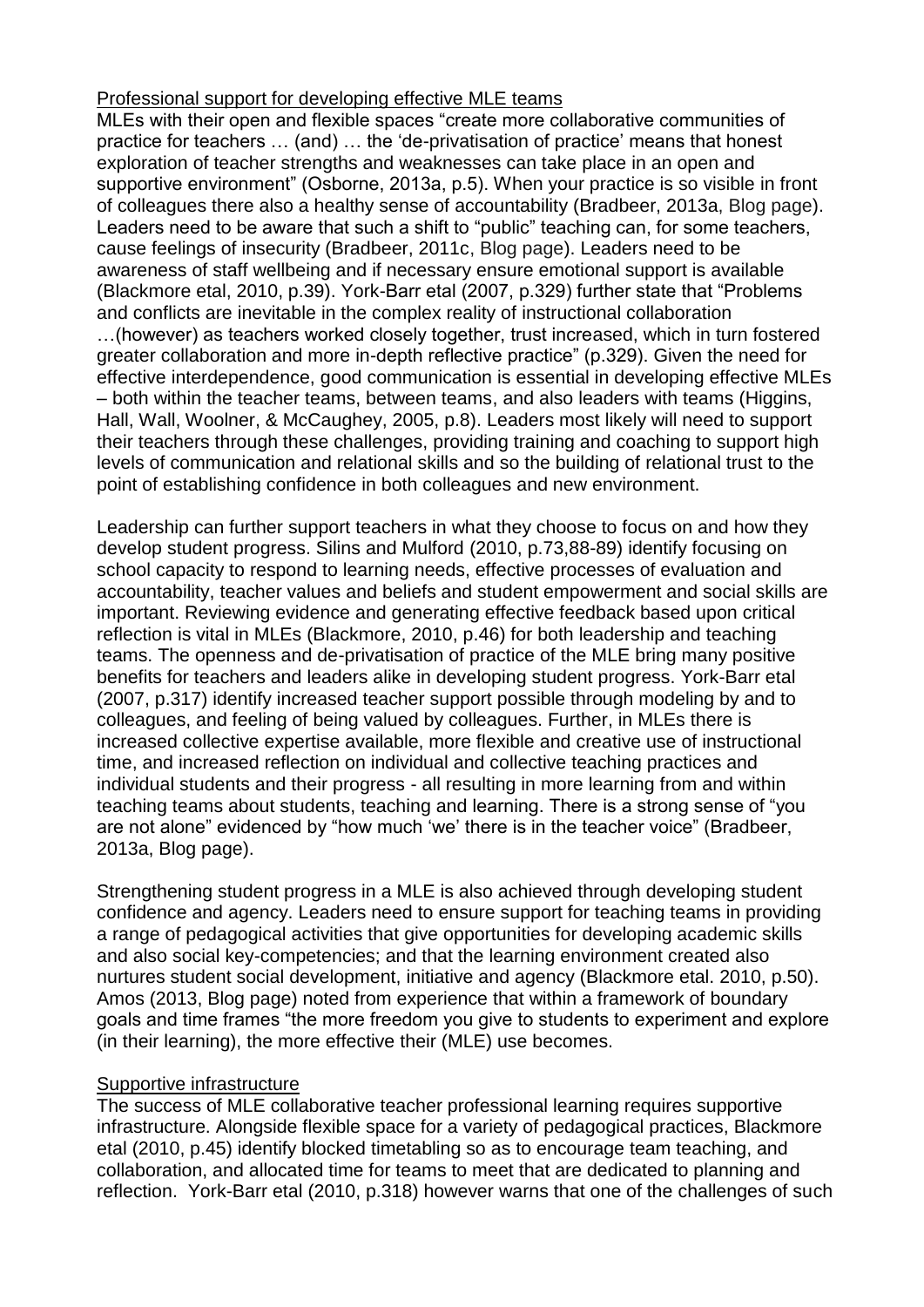Professional support for developing effective MLE teams

MLEs with their open and flexible spaces "create more collaborative communities of practice for teachers … (and) … the 'de-privatisation of practice' means that honest exploration of teacher strengths and weaknesses can take place in an open and supportive environment" (Osborne, 2013a, p.5). When your practice is so visible in front of colleagues there also a healthy sense of accountability (Bradbeer, 2013a, Blog page). Leaders need to be aware that such a shift to "public" teaching can, for some teachers, cause feelings of insecurity (Bradbeer, 2011c, Blog page). Leaders need to be awareness of staff wellbeing and if necessary ensure emotional support is available (Blackmore etal, 2010, p.39). York-Barr etal (2007, p.329) further state that "Problems and conflicts are inevitable in the complex reality of instructional collaboration …(however) as teachers worked closely together, trust increased, which in turn fostered greater collaboration and more in-depth reflective practice" (p.329). Given the need for effective interdependence, good communication is essential in developing effective MLEs – both within the teacher teams, between teams, and also leaders with teams (Higgins, Hall, Wall, Woolner, & McCaughey, 2005, p.8). Leaders most likely will need to support their teachers through these challenges, providing training and coaching to support high levels of communication and relational skills and so the building of relational trust to the point of establishing confidence in both colleagues and new environment.

Leadership can further support teachers in what they choose to focus on and how they develop student progress. Silins and Mulford (2010, p.73,88-89) identify focusing on school capacity to respond to learning needs, effective processes of evaluation and accountability, teacher values and beliefs and student empowerment and social skills are important. Reviewing evidence and generating effective feedback based upon critical reflection is vital in MLEs (Blackmore, 2010, p.46) for both leadership and teaching teams. The openness and de-privatisation of practice of the MLE bring many positive benefits for teachers and leaders alike in developing student progress. York-Barr etal (2007, p.317) identify increased teacher support possible through modeling by and to colleagues, and feeling of being valued by colleagues. Further, in MLEs there is increased collective expertise available, more flexible and creative use of instructional time, and increased reflection on individual and collective teaching practices and individual students and their progress - all resulting in more learning from and within teaching teams about students, teaching and learning. There is a strong sense of "you are not alone" evidenced by "how much 'we' there is in the teacher voice" (Bradbeer, 2013a, Blog page).

Strengthening student progress in a MLE is also achieved through developing student confidence and agency. Leaders need to ensure support for teaching teams in providing a range of pedagogical activities that give opportunities for developing academic skills and also social key-competencies; and that the learning environment created also nurtures student social development, initiative and agency (Blackmore etal. 2010, p.50). Amos (2013, Blog page) noted from experience that within a framework of boundary goals and time frames "the more freedom you give to students to experiment and explore (in their learning), the more effective their (MLE) use becomes.

Supportive infrastructure

The success of MLE collaborative teacher professional learning requires supportive infrastructure. Alongside flexible space for a variety of pedagogical practices, Blackmore etal (2010, p.45) identify blocked timetabling so as to encourage team teaching, and collaboration, and allocated time for teams to meet that are dedicated to planning and reflection. York-Barr etal (2010, p.318) however warns that one of the challenges of such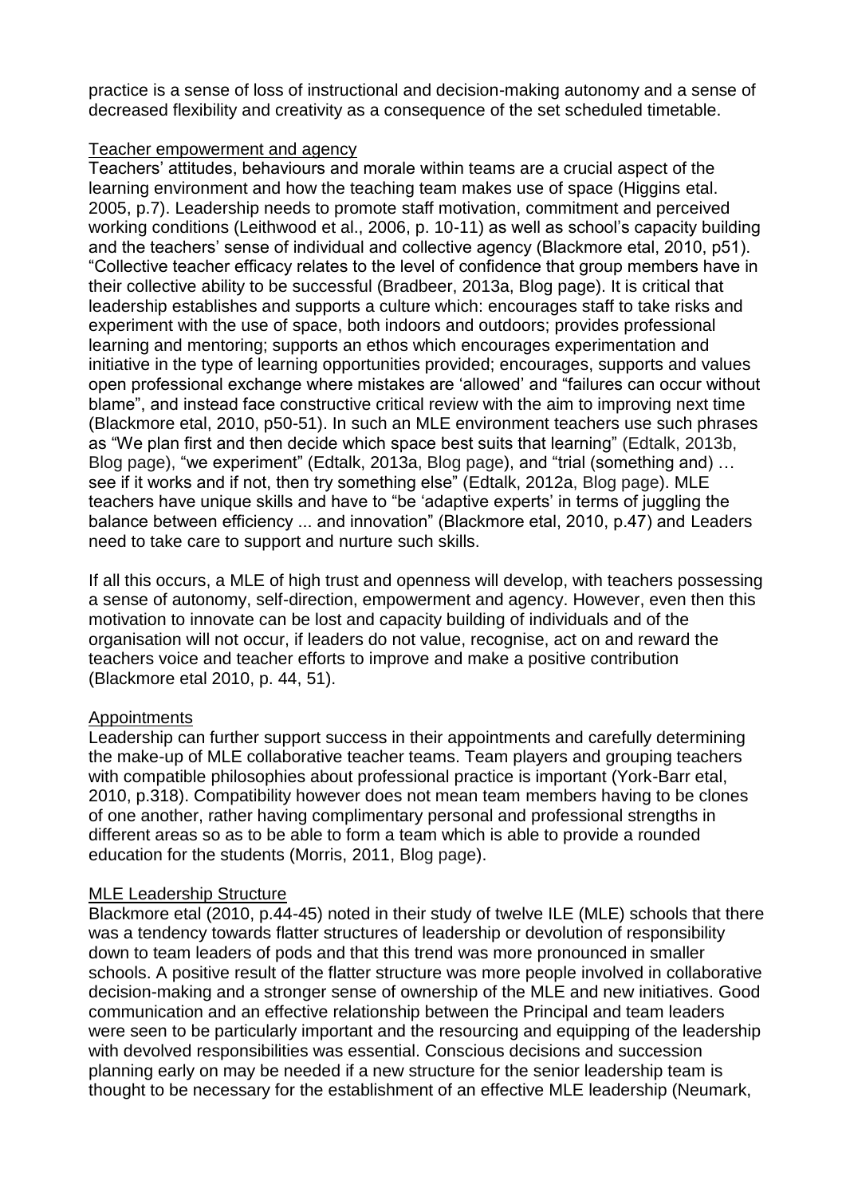practice is a sense of loss of instructional and decision-making autonomy and a sense of decreased flexibility and creativity as a consequence of the set scheduled timetable.

<u>Teacher empowerment and agency</u>

Teachers' attitudes, behaviours and morale within teams are a crucial aspect of the learning environment and how the teaching team makes use of space (Higgins etal. 2005, p.7). Leadership needs to promote staff motivation, commitment and perceived working conditions (Leithwood et al., 2006, p. 10-11) as well as school's capacity building and the teachers' sense of individual and collective agency (Blackmore etal, 2010, p51). "Collective teacher efficacy relates to the level of confidence that group members have in their collective ability to be successful (Bradbeer, 2013a, Blog page). It is critical that leadership establishes and supports a culture which: encourages staff to take risks and experiment with the use of space, both indoors and outdoors; provides professional learning and mentoring; supports an ethos which encourages experimentation and initiative in the type of learning opportunities provided; encourages, supports and values open professional exchange where mistakes are 'allowed' and "failures can occur without blame", and instead face constructive critical review with the aim to improving next time (Blackmore etal, 2010, p50-51). In such an MLE environment teachers use such phrases as "We plan first and then decide which space best suits that learning" (Edtalk, 2013b, Blog page), "we experiment" (Edtalk, 2013a, Blog page), and "trial (something and) … see if it works and if not, then try something else" (Edtalk, 2012a, Blog page). MLE teachers have unique skills and have to "be 'adaptive experts' in terms of juggling the balance between efficiency ... and innovation" (Blackmore etal, 2010, p.47) and Leaders need to take care to support and nurture such skills.

If all this occurs, a MLE of high trust and openness will develop, with teachers possessing a sense of autonomy, self-direction, empowerment and agency. However, even then this motivation to innovate can be lost and capacity building of individuals and of the organisation will not occur, if leaders do not value, recognise, act on and reward the teachers voice and teacher efforts to improve and make a positive contribution (Blackmore etal 2010, p. 44, 51).

<u>Appointments</u>

Leadership can further support success in their appointments and carefully determining the make-up of MLE collaborative teacher teams. Team players and grouping teachers with compatible philosophies about professional practice is important (York-Barr etal, 2010, p.318). Compatibility however does not mean team members having to be clones of one another, rather having complimentary personal and professional strengths in different areas so as to be able to form a team which is able to provide a rounded education for the students (Morris, 2011, Blog page).

<u>MLE Leadership Structure</u>

Blackmore etal (2010, p.44-45) noted in their study of twelve ILE (MLE) schools that there was a tendency towards flatter structures of leadership or devolution of responsibility down to team leaders of pods and that this trend was more pronounced in smaller schools. A positive result of the flatter structure was more people involved in collaborative decision-making and a stronger sense of ownership of the MLE and new initiatives. Good communication and an effective relationship between the Principal and team leaders were seen to be particularly important and the resourcing and equipping of the leadership with devolved responsibilities was essential. Conscious decisions and succession planning early on may be needed if a new structure for the senior leadership team is thought to be necessary for the establishment of an effective MLE leadership (Neumark,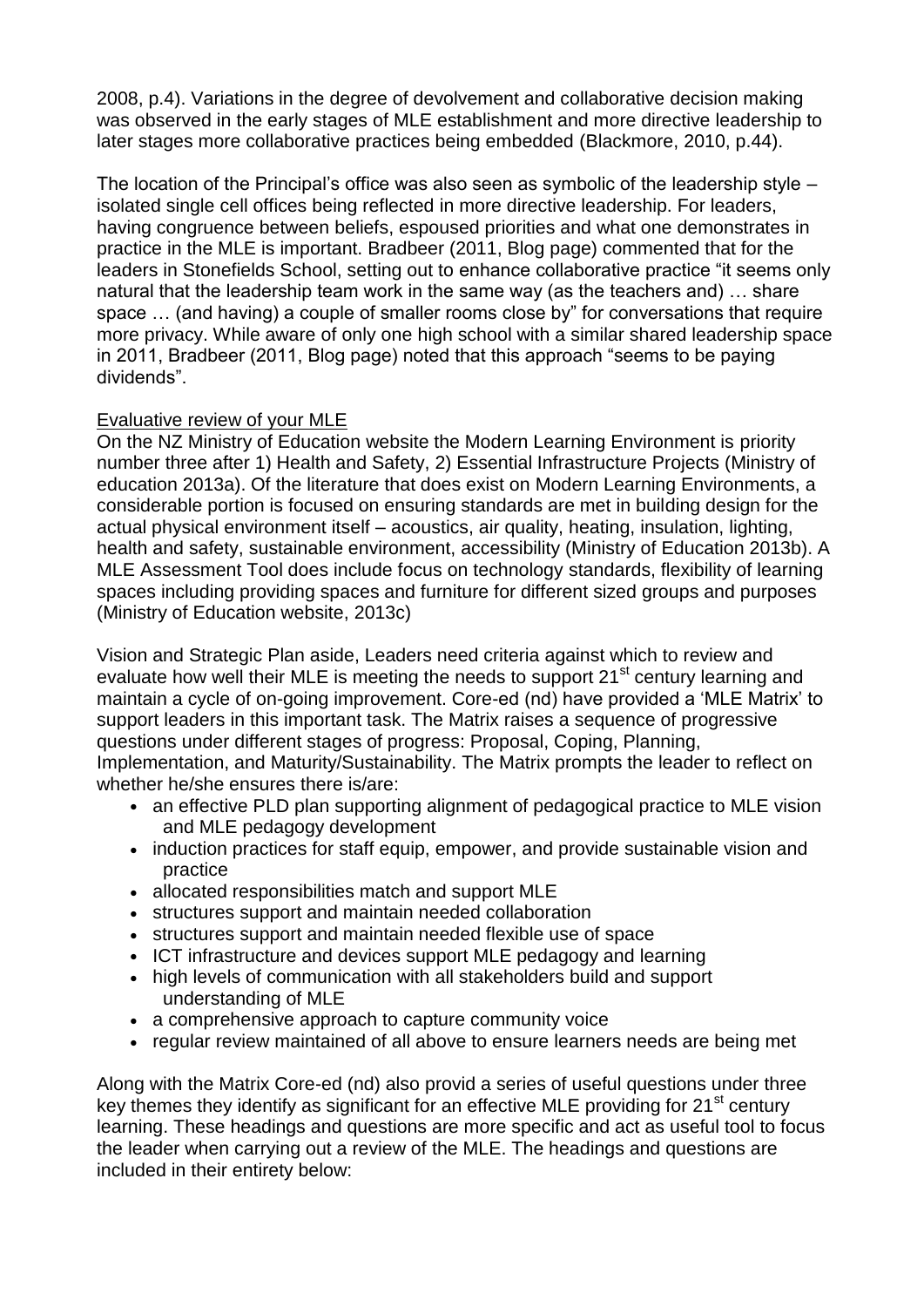2008, p.4). Variations in the degree of devolvement and collaborative decision making was observed in the early stages of MLE establishment and more directive leadership to later stages more collaborative practices being embedded (Blackmore, 2010, p.44).

The location of the Principal's office was also seen as symbolic of the leadership style – isolated single cell offices being reflected in more directive leadership. For leaders, having congruence between beliefs, espoused priorities and what one demonstrates in practice in the MLE is important. Bradbeer (2011, Blog page) commented that for the leaders in Stonefields School, setting out to enhance collaborative practice "it seems only natural that the leadership team work in the same way (as the teachers and) … share space … (and having) a couple of smaller rooms close by" for conversations that require more privacy. While aware of only one high school with a similar shared leadership space in 2011, Bradbeer (2011, Blog page) noted that this approach "seems to be paying dividends".

<u>Evaluative review of your MLE</u>

On the NZ Ministry of Education website the Modern Learning Environment is priority number three after 1) Health and Safety, 2) Essential Infrastructure Projects (Ministry of education 2013a). Of the literature that does exist on Modern Learning Environments, a considerable portion is focused on ensuring standards are met in building design for the actual physical environment itself – acoustics, air quality, heating, insulation, lighting, health and safety, sustainable environment, accessibility (Ministry of Education 2013b). A MLE Assessment Tool does include focus on technology standards, flexibility of learning spaces including providing spaces and furniture for different sized groups and purposes (Ministry of Education website, 2013c)

Vision and Strategic Plan aside, Leaders need criteria against which to review and evaluate how well their MLE is meeting the needs to support 21st century learning and maintain a cycle of on-going improvement. Core-ed (nd) have provided a 'MLE Matrix' to support leaders in this important task. The Matrix raises a sequence of progressive questions under different stages of progress: Proposal, Coping, Planning, Implementation, and Maturity/Sustainability. The Matrix prompts the leader to reflect on whether he/she ensures there is/are:

- an effective PLD plan supporting alignment of pedagogical practice to MLE vision and MLE pedagogy development
- induction practices for staff equip, empower, and provide sustainable vision and practice
- allocated responsibilities match and support MLE
- structures support and maintain needed collaboration
- structures support and maintain needed flexible use of space
- ICT infrastructure and devices support MLE pedagogy and learning
- high levels of communication with all stakeholders build and support understanding of MLE
- a comprehensive approach to capture community voice
- regular review maintained of all above to ensure learners needs are being met

Along with the Matrix Core-ed (nd) also provid a series of useful questions under three key themes they identify as significant for an effective MLE providing for 21st century learning. These headings and questions are more specific and act as useful tool to focus the leader when carrying out a review of the MLE. The headings and questions are included in their entirety below: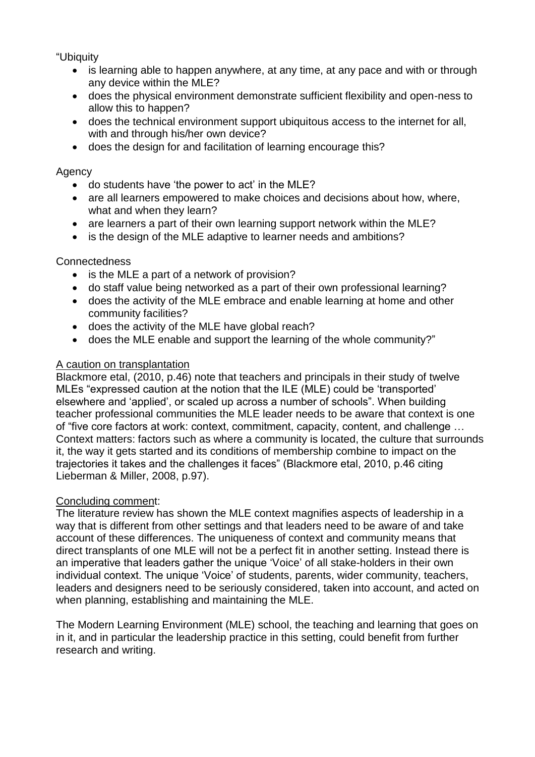"Ubiquity

- is learning able to happen anywhere, at any time, at any pace and with or through any device within the MLE?
- does the physical environment demonstrate sufficient flexibility and open-ness to allow this to happen?
- does the technical environment support ubiquitous access to the internet for all, with and through his/her own device?
- does the design for and facilitation of learning encourage this?

Agency

- do students have 'the power to act' in the MLE?
- are all learners empowered to make choices and decisions about how, where, what and when they learn?
- are learners a part of their own learning support network within the MLE?
- is the design of the MLE adaptive to learner needs and ambitions?

Connectedness

- is the MLE a part of a network of provision?
- do staff value being networked as a part of their own professional learning?
- does the activity of the MLE embrace and enable learning at home and other community facilities?
- does the activity of the MLE have global reach?
- does the MLE enable and support the learning of the whole community?"

<u>A caution on transplantation</u>

Blackmore etal, (2010, p.46) note that teachers and principals in their study of twelve MLEs "expressed caution at the notion that the ILE (MLE) could be 'transported' elsewhere and 'applied', or scaled up across a number of schools". When building teacher professional communities the MLE leader needs to be aware that context is one of "five core factors at work: context, commitment, capacity, content, and challenge … Context matters: factors such as where a community is located, the culture that surrounds it, the way it gets started and its conditions of membership combine to impact on the trajectories it takes and the challenges it faces" (Blackmore etal, 2010, p.46 citing Lieberman & Miller, 2008, p.97).

<u>Concluding comment</u>:

The literature review has shown the MLE context magnifies aspects of leadership in a way that is different from other settings and that leaders need to be aware of and take account of these differences. The uniqueness of context and community means that direct transplants of one MLE will not be a perfect fit in another setting. Instead there is an imperative that leaders gather the unique 'Voice' of all stake-holders in their own individual context. The unique 'Voice' of students, parents, wider community, teachers, leaders and designers need to be seriously considered, taken into account, and acted on when planning, establishing and maintaining the MLE.

The Modern Learning Environment (MLE) school, the teaching and learning that goes on in it, and in particular the leadership practice in this setting, could benefit from further research and writing.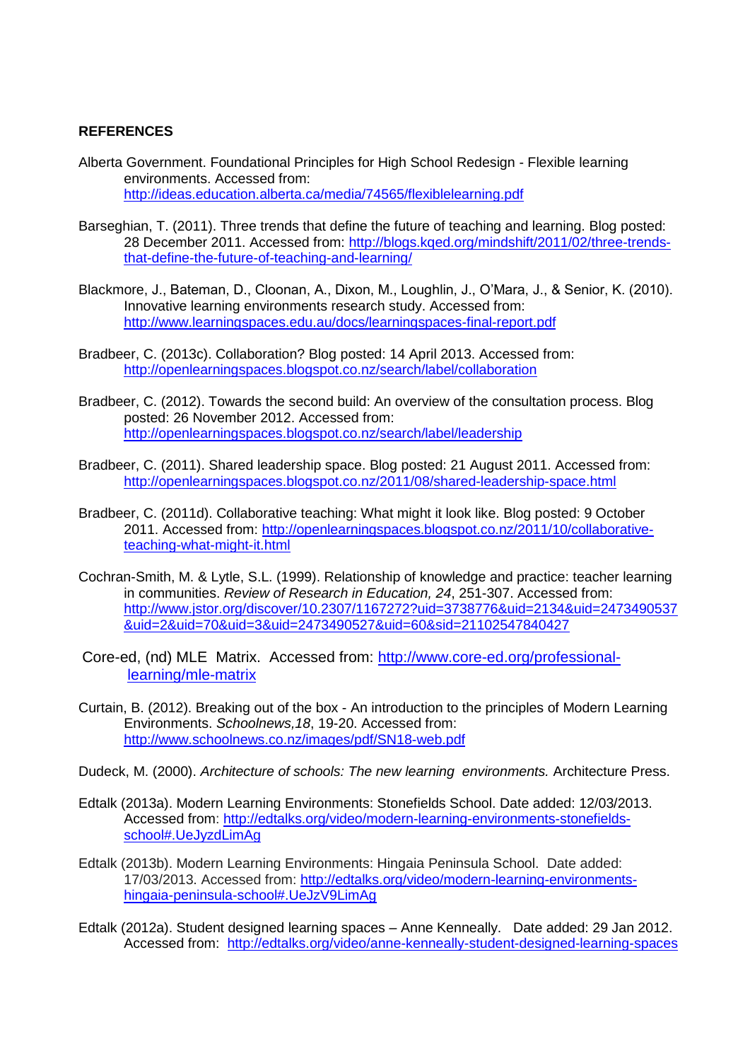**REFERENCES**

Alberta Government. Foundational Principles for High School Redesign - Flexible learning environments. Accessed from: http://ideas.education.alberta.ca/media/74565/flexiblelearning.pdf

Barseghian, T. (2011). Three trends that define the future of teaching and learning. Blog posted: 28 December 2011. Accessed from: http://blogs.kqed.org/mindshift/2011/02/three-trends-that-define-the-future-of-teaching-and-learning/

Blackmore, J., Bateman, D., Cloonan, A., Dixon, M., Loughlin, J., O'Mara, J., & Senior, K. (2010). Innovative learning environments research study. Accessed from: http://www.learningspaces.edu.au/docs/learningspaces-final-report.pdf

Bradbeer, C. (2013c). Collaboration? Blog posted: 14 April 2013. Accessed from: http://openlearningspaces.blogspot.co.nz/search/label/collaboration

Bradbeer, C. (2012). Towards the second build: An overview of the consultation process. Blog posted: 26 November 2012. Accessed from: http://openlearningspaces.blogspot.co.nz/search/label/leadership

Bradbeer, C. (2011). Shared leadership space. Blog posted: 21 August 2011. Accessed from: http://openlearningspaces.blogspot.co.nz/2011/08/shared-leadership-space.html

Bradbeer, C. (2011d). Collaborative teaching: What might it look like. Blog posted: 9 October 2011. Accessed from: http://openlearningspaces.blogspot.co.nz/2011/10/collaborative-teaching-what-might-it.html

Cochran-Smith, M. & Lytle, S.L. (1999). Relationship of knowledge and practice: teacher learning in communities. *Review of Research in Education, 24*, 251-307. Accessed from: http://www.jstor.org/discover/10.2307/1167272?uid=3738776&uid=2134&uid=2473490537&uid=2&uid=70&uid=3&uid=2473490527&uid=60&sid=21102547840427

Core-ed, (nd) MLE Matrix. Accessed from: http://www.core-ed.org/professional-learning/mle-matrix

Curtain, B. (2012). Breaking out of the box - An introduction to the principles of Modern Learning Environments. *Schoolnews,18*, 19-20. Accessed from: http://www.schoolnews.co.nz/images/pdf/SN18-web.pdf

Dudeck, M. (2000). *Architecture of schools: The new learning environments.* Architecture Press.

Edtalk (2013a). Modern Learning Environments: Stonefields School. Date added: 12/03/2013. Accessed from: http://edtalks.org/video/modern-learning-environments-stonefields-school#.UeJyzdLimAg

Edtalk (2013b). Modern Learning Environments: Hingaia Peninsula School. Date added: 17/03/2013. Accessed from: http://edtalks.org/video/modern-learning-environments-hingaia-peninsula-school#.UeJzV9LimAg

Edtalk (2012a). Student designed learning spaces – Anne Kenneally. Date added: 29 Jan 2012. Accessed from: http://edtalks.org/video/anne-kenneally-student-designed-learning-spaces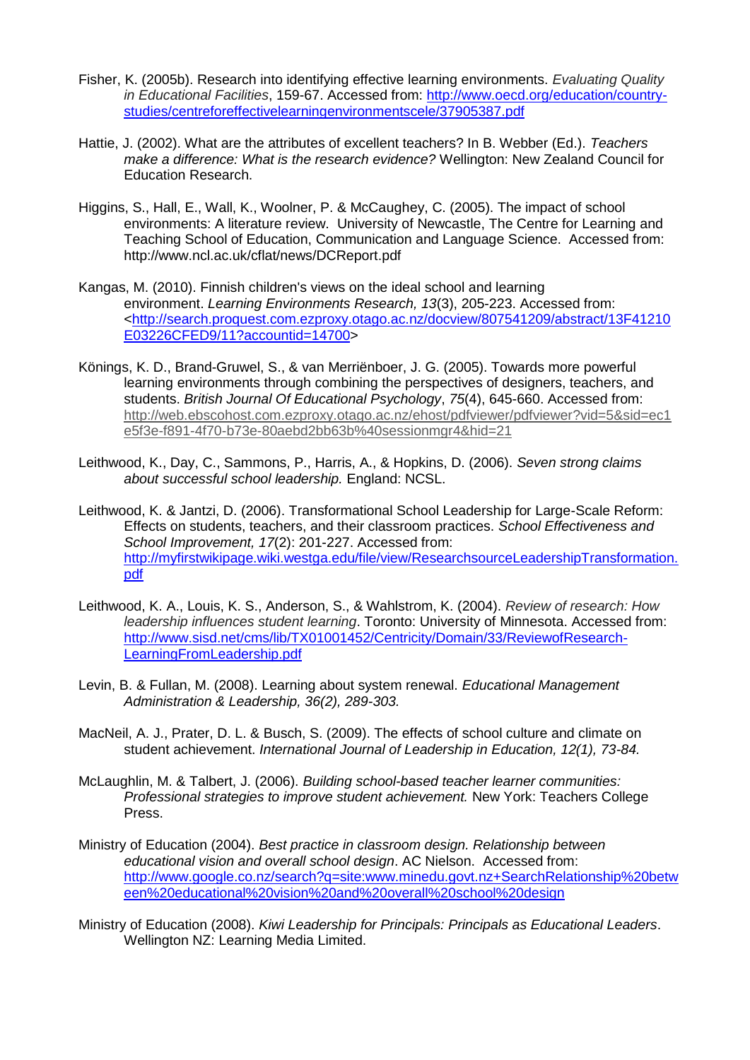Fisher, K. (2005b). Research into identifying effective learning environments. *Evaluating Quality in Educational Facilities*, 159-67. Accessed from: http://www.oecd.org/education/country-studies/centreforeffectivelearningenvironmentscele/37905387.pdf

Hattie, J. (2002). What are the attributes of excellent teachers? In B. Webber (Ed.). *Teachers make a difference: What is the research evidence?* Wellington: New Zealand Council for Education Research.

Higgins, S., Hall, E., Wall, K., Woolner, P. & McCaughey, C. (2005). The impact of school environments: A literature review. University of Newcastle, The Centre for Learning and Teaching School of Education, Communication and Language Science. Accessed from: http://www.ncl.ac.uk/cflat/news/DCReport.pdf

Kangas, M. (2010). Finnish children's views on the ideal school and learning environment. *Learning Environments Research, 13*(3), 205-223. Accessed from: <http://search.proquest.com.ezproxy.otago.ac.nz/docview/807541209/abstract/13F41210E03226CFED9/11?accountid=14700>

Könings, K. D., Brand-Gruwel, S., & van Merriënboer, J. G. (2005). Towards more powerful learning environments through combining the perspectives of designers, teachers, and students. *British Journal Of Educational Psychology*, *75*(4), 645-660. Accessed from: http://web.ebscohost.com.ezproxy.otago.ac.nz/ehost/pdfviewer/pdfviewer?vid=5&sid=ec1e5f3e-f891-4f70-b73e-80aebd2bb63b%40sessionmgr4&hid=21

Leithwood, K., Day, C., Sammons, P., Harris, A., & Hopkins, D. (2006). *Seven strong claims about successful school leadership.* England: NCSL.

Leithwood, K. & Jantzi, D. (2006). Transformational School Leadership for Large-Scale Reform: Effects on students, teachers, and their classroom practices. *School Effectiveness and School Improvement, 17*(2): 201-227. Accessed from: http://myfirstwikipage.wiki.westga.edu/file/view/ResearchsourceLeadershipTransformation.pdf

Leithwood, K. A., Louis, K. S., Anderson, S., & Wahlstrom, K. (2004). *Review of research: How leadership influences student learning*. Toronto: University of Minnesota. Accessed from: http://www.sisd.net/cms/lib/TX01001452/Centricity/Domain/33/ReviewofResearch-LearningFromLeadership.pdf

Levin, B. & Fullan, M. (2008). Learning about system renewal. *Educational Management Administration & Leadership, 36(2), 289-303.*

MacNeil, A. J., Prater, D. L. & Busch, S. (2009). The effects of school culture and climate on student achievement. *International Journal of Leadership in Education, 12(1), 73-84.*

McLaughlin, M. & Talbert, J. (2006). *Building school-based teacher learner communities: Professional strategies to improve student achievement.* New York: Teachers College Press.

Ministry of Education (2004). *Best practice in classroom design. Relationship between educational vision and overall school design*. AC Nielson. Accessed from: http://www.google.co.nz/search?q=site:www.minedu.govt.nz+SearchRelationship%20between%20educational%20vision%20and%20overall%20school%20design

Ministry of Education (2008). *Kiwi Leadership for Principals: Principals as Educational Leaders*. Wellington NZ: Learning Media Limited.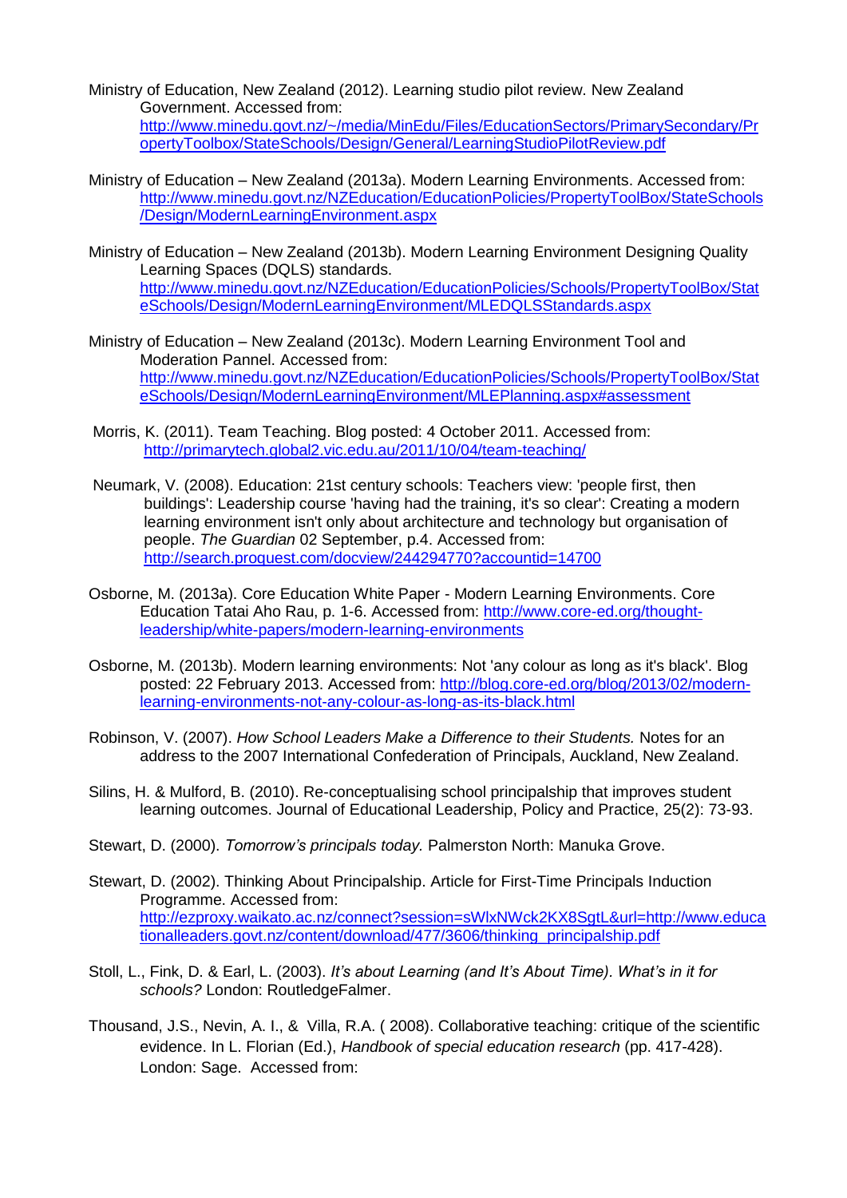Ministry of Education, New Zealand (2012). Learning studio pilot review. New Zealand Government. Accessed from: http://www.minedu.govt.nz/~/media/MinEdu/Files/EducationSectors/PrimarySecondary/PropertyToolbox/StateSchools/Design/General/LearningStudioPilotReview.pdf

Ministry of Education – New Zealand (2013a). Modern Learning Environments. Accessed from: http://www.minedu.govt.nz/NZEducation/EducationPolicies/PropertyToolBox/StateSchools/Design/ModernLearningEnvironment.aspx

Ministry of Education – New Zealand (2013b). Modern Learning Environment Designing Quality Learning Spaces (DQLS) standards. http://www.minedu.govt.nz/NZEducation/EducationPolicies/Schools/PropertyToolBox/StateSchools/Design/ModernLearningEnvironment/MLEDQLSStandards.aspx

Ministry of Education – New Zealand (2013c). Modern Learning Environment Tool and Moderation Pannel. Accessed from: http://www.minedu.govt.nz/NZEducation/EducationPolicies/Schools/PropertyToolBox/StateSchools/Design/ModernLearningEnvironment/MLEPlanning.aspx#assessment

Morris, K. (2011). Team Teaching. Blog posted: 4 October 2011. Accessed from: http://primarytech.global2.vic.edu.au/2011/10/04/team-teaching/

Neumark, V. (2008). Education: 21st century schools: Teachers view: 'people first, then buildings': Leadership course 'having had the training, it's so clear': Creating a modern learning environment isn't only about architecture and technology but organisation of people. *The Guardian* 02 September, p.4. Accessed from: http://search.proquest.com/docview/244294770?accountid=14700

Osborne, M. (2013a). Core Education White Paper - Modern Learning Environments. Core Education Tatai Aho Rau, p. 1-6. Accessed from: http://www.core-ed.org/thought-leadership/white-papers/modern-learning-environments

Osborne, M. (2013b). Modern learning environments: Not 'any colour as long as it's black'. Blog posted: 22 February 2013. Accessed from: http://blog.core-ed.org/blog/2013/02/modern-learning-environments-not-any-colour-as-long-as-its-black.html

Robinson, V. (2007). *How School Leaders Make a Difference to their Students.* Notes for an address to the 2007 International Confederation of Principals, Auckland, New Zealand.

Silins, H. & Mulford, B. (2010). Re-conceptualising school principalship that improves student learning outcomes. Journal of Educational Leadership, Policy and Practice, 25(2): 73-93.

Stewart, D. (2000). *Tomorrow's principals today.* Palmerston North: Manuka Grove.

Stewart, D. (2002). Thinking About Principalship. Article for First-Time Principals Induction Programme. Accessed from: http://ezproxy.waikato.ac.nz/connect?session=sWlxNWck2KX8SgtL&url=http://www.educationalleaders.govt.nz/content/download/477/3606/thinking_principalship.pdf

Stoll, L., Fink, D. & Earl, L. (2003). *It's about Learning (and It's About Time). What's in it for schools?* London: RoutledgeFalmer.

Thousand, J.S., Nevin, A. I., & Villa, R.A. ( 2008). Collaborative teaching: critique of the scientific evidence. In L. Florian (Ed.), *Handbook of special education research* (pp. 417-428). London: Sage. Accessed from: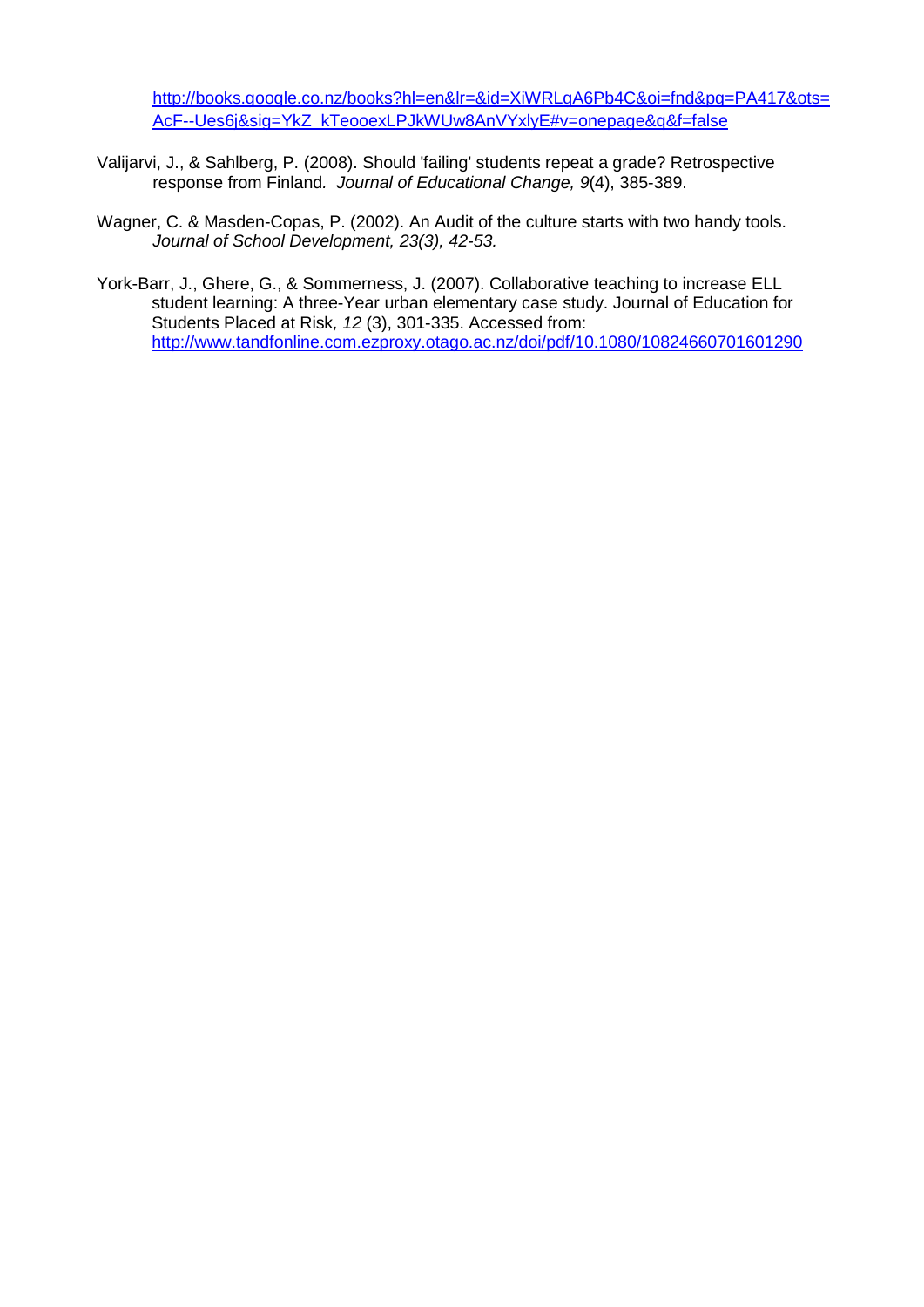http://books.google.co.nz/books?hl=en&lr=&id=XiWRLgA6Pb4C&oi=fnd&pg=PA417&ots=AcF--Ues6j&sig=YkZ_kTeooexLPJkWUw8AnVYxlyE#v=onepage&q&f=false

Valijarvi, J., & Sahlberg, P. (2008). Should 'failing' students repeat a grade? Retrospective response from Finland. *Journal of Educational Change, 9*(4), 385-389.

Wagner, C. & Masden-Copas, P. (2002). An Audit of the culture starts with two handy tools. *Journal of School Development, 23(3), 42-53.*

York-Barr, J., Ghere, G., & Sommerness, J. (2007). Collaborative teaching to increase ELL student learning: A three-Year urban elementary case study. Journal of Education for Students Placed at Risk*, 12* (3), 301-335. Accessed from: http://www.tandfonline.com.ezproxy.otago.ac.nz/doi/pdf/10.1080/10824660701601290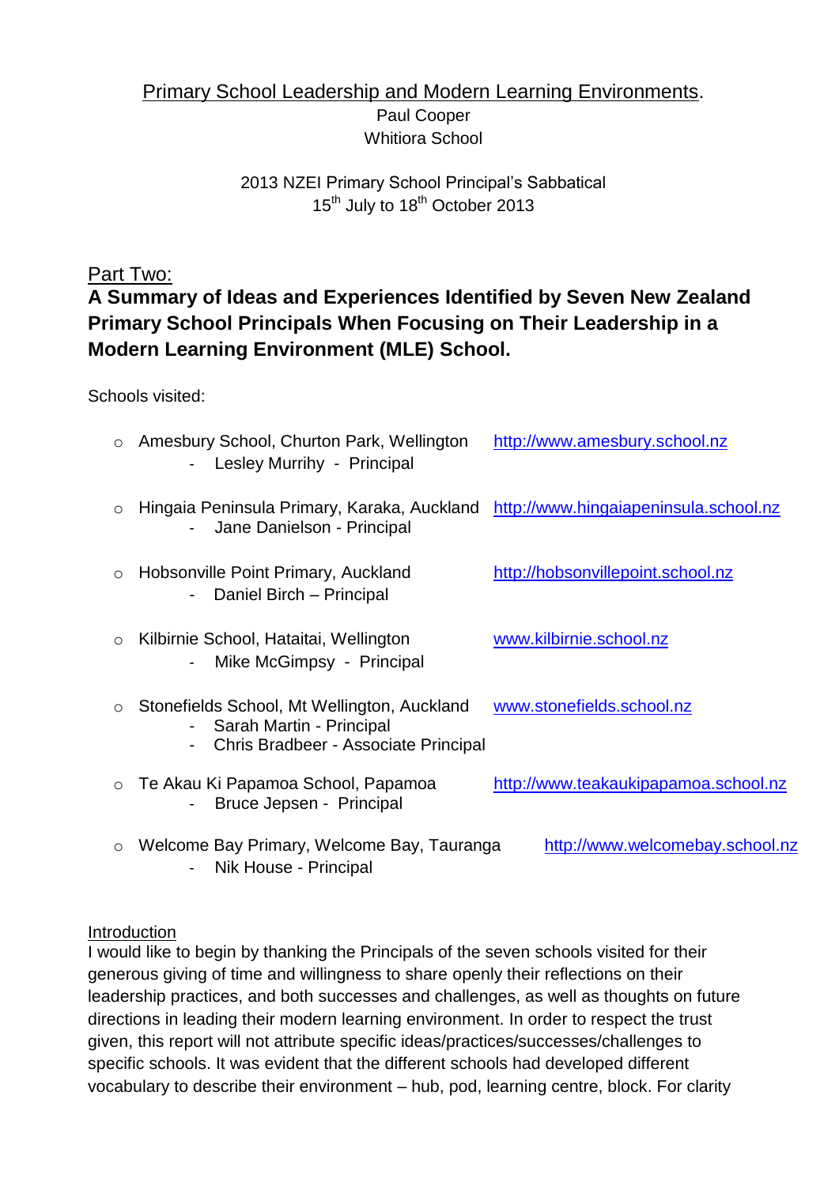Primary School Leadership and Modern Learning Environments.

Paul Cooper

Whitiora School

2013 NZEI Primary School Principal's Sabbatical

15th July to 18th October 2013

## Part Two:

## A Summary of Ideas and Experiences Identified by Seven New Zealand Primary School Principals When Focusing on Their Leadership in a Modern Learning Environment (MLE) School.

Schools visited:

- Amesbury School, Churton Park, Wellington http://www.amesbury.school.nz
  - Lesley Murrihy - Principal
- Hingaia Peninsula Primary, Karaka, Auckland http://www.hingaiapeninsula.school.nz
  - Jane Danielson - Principal
- Hobsonville Point Primary, Auckland http://hobsonvillepoint.school.nz
  - Daniel Birch – Principal
- Kilbirnie School, Hataitai, Wellington www.kilbirnie.school.nz
  - Mike McGimpsy - Principal
- Stonefields School, Mt Wellington, Auckland www.stonefields.school.nz
  - Sarah Martin - Principal
  - Chris Bradbeer - Associate Principal
- Te Akau Ki Papamoa School, Papamoa http://www.teakaukipapamoa.school.nz
  - Bruce Jepsen - Principal
- Welcome Bay Primary, Welcome Bay, Tauranga http://www.welcomebay.school.nz
  - Nik House - Principal

Introduction

I would like to begin by thanking the Principals of the seven schools visited for their generous giving of time and willingness to share openly their reflections on their leadership practices, and both successes and challenges, as well as thoughts on future directions in leading their modern learning environment. In order to respect the trust given, this report will not attribute specific ideas/practices/successes/challenges to specific schools. It was evident that the different schools had developed different vocabulary to describe their environment – hub, pod, learning centre, block. For clarity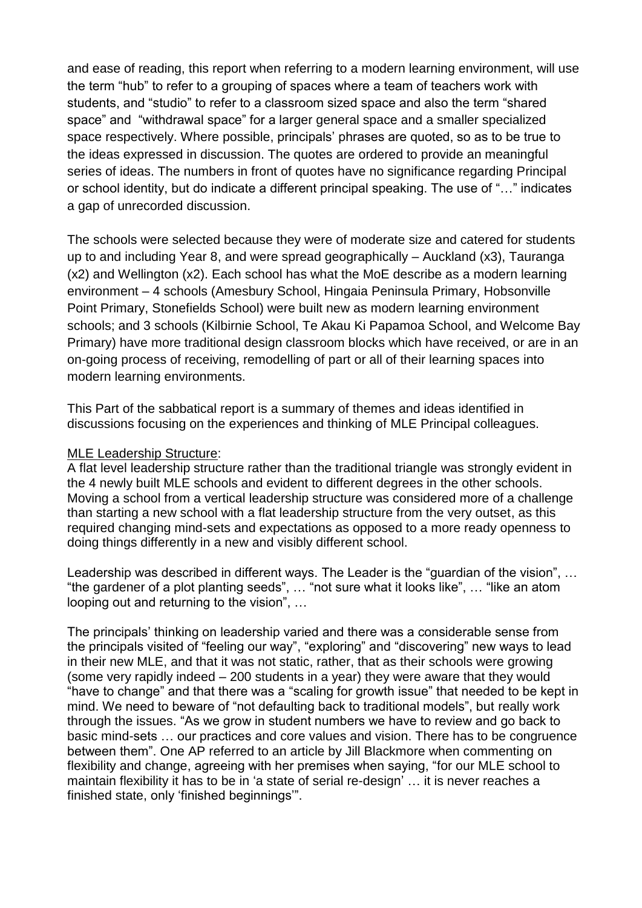and ease of reading, this report when referring to a modern learning environment, will use the term "hub" to refer to a grouping of spaces where a team of teachers work with students, and "studio" to refer to a classroom sized space and also the term "shared space" and "withdrawal space" for a larger general space and a smaller specialized space respectively. Where possible, principals' phrases are quoted, so as to be true to the ideas expressed in discussion. The quotes are ordered to provide an meaningful series of ideas. The numbers in front of quotes have no significance regarding Principal or school identity, but do indicate a different principal speaking. The use of "…" indicates a gap of unrecorded discussion.

The schools were selected because they were of moderate size and catered for students up to and including Year 8, and were spread geographically – Auckland (x3), Tauranga (x2) and Wellington (x2). Each school has what the MoE describe as a modern learning environment – 4 schools (Amesbury School, Hingaia Peninsula Primary, Hobsonville Point Primary, Stonefields School) were built new as modern learning environment schools; and 3 schools (Kilbirnie School, Te Akau Ki Papamoa School, and Welcome Bay Primary) have more traditional design classroom blocks which have received, or are in an on-going process of receiving, remodelling of part or all of their learning spaces into modern learning environments.

This Part of the sabbatical report is a summary of themes and ideas identified in discussions focusing on the experiences and thinking of MLE Principal colleagues.

<u>MLE Leadership Structure</u>:

A flat level leadership structure rather than the traditional triangle was strongly evident in the 4 newly built MLE schools and evident to different degrees in the other schools. Moving a school from a vertical leadership structure was considered more of a challenge than starting a new school with a flat leadership structure from the very outset, as this required changing mind-sets and expectations as opposed to a more ready openness to doing things differently in a new and visibly different school.

Leadership was described in different ways. The Leader is the "guardian of the vision", … "the gardener of a plot planting seeds", … "not sure what it looks like", … "like an atom looping out and returning to the vision", …

The principals' thinking on leadership varied and there was a considerable sense from the principals visited of "feeling our way", "exploring" and "discovering" new ways to lead in their new MLE, and that it was not static, rather, that as their schools were growing (some very rapidly indeed – 200 students in a year) they were aware that they would "have to change" and that there was a "scaling for growth issue" that needed to be kept in mind. We need to beware of "not defaulting back to traditional models", but really work through the issues. "As we grow in student numbers we have to review and go back to basic mind-sets … our practices and core values and vision. There has to be congruence between them". One AP referred to an article by Jill Blackmore when commenting on flexibility and change, agreeing with her premises when saying, "for our MLE school to maintain flexibility it has to be in 'a state of serial re-design' … it is never reaches a finished state, only 'finished beginnings'".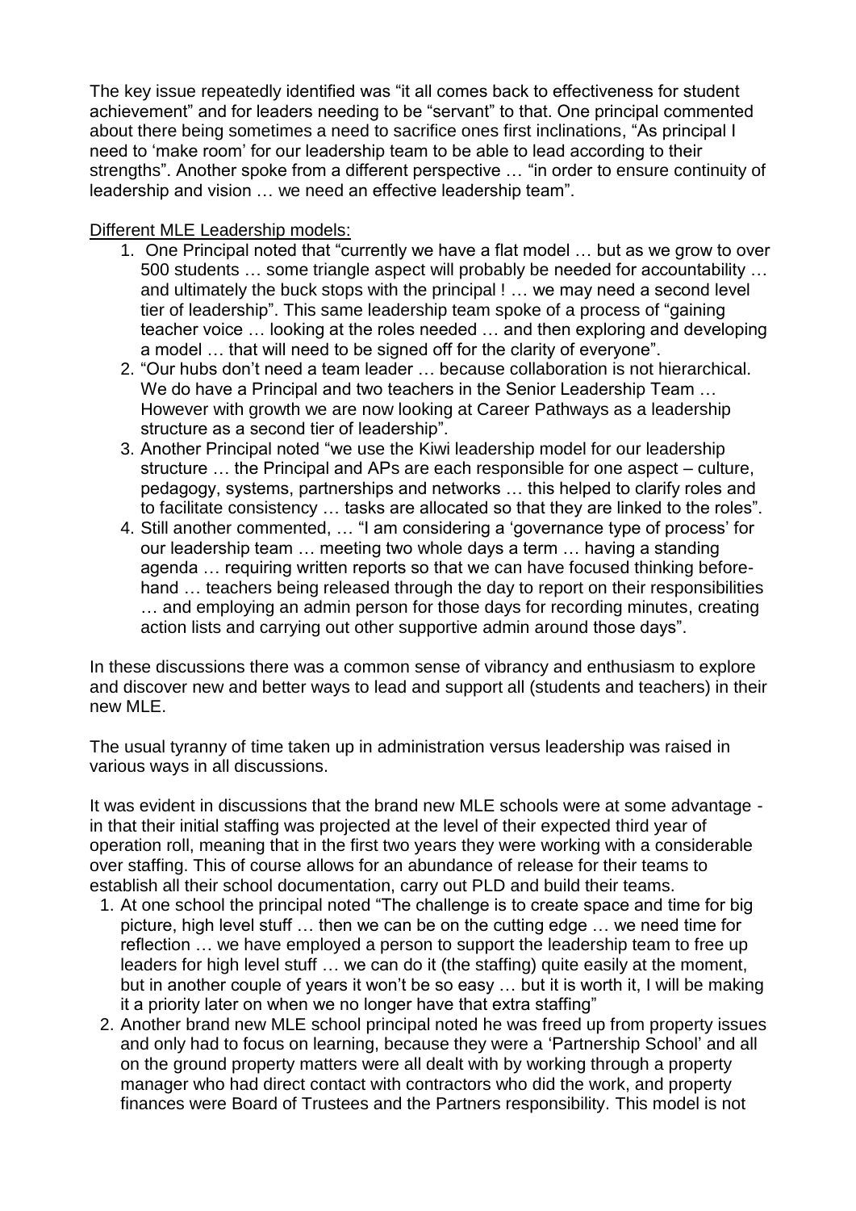The key issue repeatedly identified was "it all comes back to effectiveness for student achievement" and for leaders needing to be "servant" to that. One principal commented about there being sometimes a need to sacrifice ones first inclinations, "As principal I need to 'make room' for our leadership team to be able to lead according to their strengths". Another spoke from a different perspective … "in order to ensure continuity of leadership and vision … we need an effective leadership team".

<u>Different MLE Leadership models:</u>

1. One Principal noted that "currently we have a flat model … but as we grow to over 500 students … some triangle aspect will probably be needed for accountability … and ultimately the buck stops with the principal ! … we may need a second level tier of leadership". This same leadership team spoke of a process of "gaining teacher voice … looking at the roles needed … and then exploring and developing a model … that will need to be signed off for the clarity of everyone".
2. "Our hubs don't need a team leader … because collaboration is not hierarchical. We do have a Principal and two teachers in the Senior Leadership Team … However with growth we are now looking at Career Pathways as a leadership structure as a second tier of leadership".
3. Another Principal noted "we use the Kiwi leadership model for our leadership structure … the Principal and APs are each responsible for one aspect – culture, pedagogy, systems, partnerships and networks … this helped to clarify roles and to facilitate consistency … tasks are allocated so that they are linked to the roles".
4. Still another commented, … "I am considering a 'governance type of process' for our leadership team … meeting two whole days a term … having a standing agenda … requiring written reports so that we can have focused thinking before-hand … teachers being released through the day to report on their responsibilities … and employing an admin person for those days for recording minutes, creating action lists and carrying out other supportive admin around those days".

In these discussions there was a common sense of vibrancy and enthusiasm to explore and discover new and better ways to lead and support all (students and teachers) in their new MLE.

The usual tyranny of time taken up in administration versus leadership was raised in various ways in all discussions.

It was evident in discussions that the brand new MLE schools were at some advantage - in that their initial staffing was projected at the level of their expected third year of operation roll, meaning that in the first two years they were working with a considerable over staffing. This of course allows for an abundance of release for their teams to establish all their school documentation, carry out PLD and build their teams.

1. At one school the principal noted "The challenge is to create space and time for big picture, high level stuff … then we can be on the cutting edge … we need time for reflection … we have employed a person to support the leadership team to free up leaders for high level stuff … we can do it (the staffing) quite easily at the moment, but in another couple of years it won't be so easy … but it is worth it, I will be making it a priority later on when we no longer have that extra staffing"
2. Another brand new MLE school principal noted he was freed up from property issues and only had to focus on learning, because they were a 'Partnership School' and all on the ground property matters were all dealt with by working through a property manager who had direct contact with contractors who did the work, and property finances were Board of Trustees and the Partners responsibility. This model is not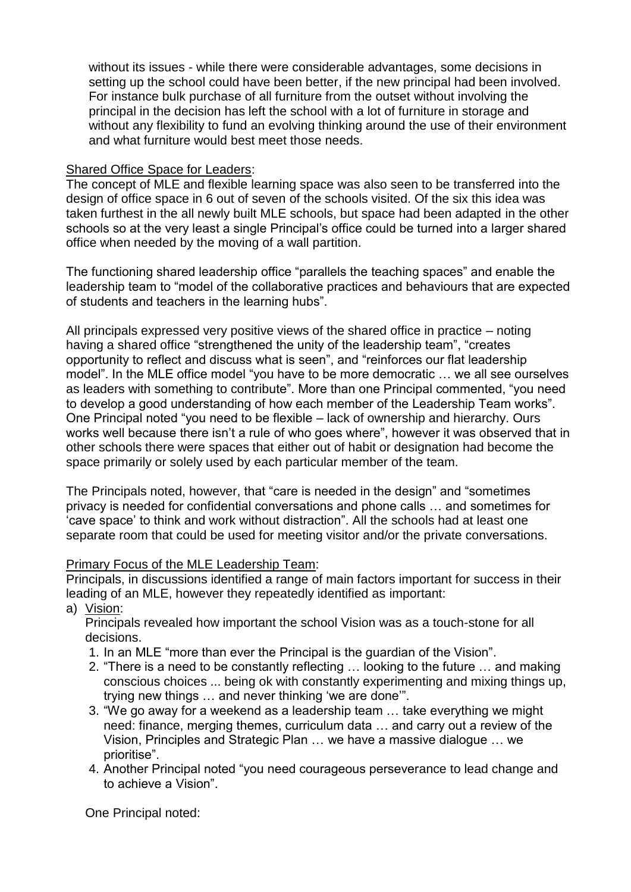without its issues - while there were considerable advantages, some decisions in setting up the school could have been better, if the new principal had been involved. For instance bulk purchase of all furniture from the outset without involving the principal in the decision has left the school with a lot of furniture in storage and without any flexibility to fund an evolving thinking around the use of their environment and what furniture would best meet those needs.

Shared Office Space for Leaders:

The concept of MLE and flexible learning space was also seen to be transferred into the design of office space in 6 out of seven of the schools visited. Of the six this idea was taken furthest in the all newly built MLE schools, but space had been adapted in the other schools so at the very least a single Principal's office could be turned into a larger shared office when needed by the moving of a wall partition.

The functioning shared leadership office "parallels the teaching spaces" and enable the leadership team to "model of the collaborative practices and behaviours that are expected of students and teachers in the learning hubs".

All principals expressed very positive views of the shared office in practice – noting having a shared office "strengthened the unity of the leadership team", "creates opportunity to reflect and discuss what is seen", and "reinforces our flat leadership model". In the MLE office model "you have to be more democratic … we all see ourselves as leaders with something to contribute". More than one Principal commented, "you need to develop a good understanding of how each member of the Leadership Team works". One Principal noted "you need to be flexible – lack of ownership and hierarchy. Ours works well because there isn't a rule of who goes where", however it was observed that in other schools there were spaces that either out of habit or designation had become the space primarily or solely used by each particular member of the team.

The Principals noted, however, that "care is needed in the design" and "sometimes privacy is needed for confidential conversations and phone calls … and sometimes for 'cave space' to think and work without distraction". All the schools had at least one separate room that could be used for meeting visitor and/or the private conversations.

Primary Focus of the MLE Leadership Team:

Principals, in discussions identified a range of main factors important for success in their leading of an MLE, however they repeatedly identified as important:

a) Vision:

   Principals revealed how important the school Vision was as a touch-stone for all decisions.

   1. In an MLE "more than ever the Principal is the guardian of the Vision".
   2. "There is a need to be constantly reflecting … looking to the future … and making conscious choices ... being ok with constantly experimenting and mixing things up, trying new things … and never thinking 'we are done'".
   3. "We go away for a weekend as a leadership team … take everything we might need: finance, merging themes, curriculum data … and carry out a review of the Vision, Principles and Strategic Plan … we have a massive dialogue … we prioritise".
   4. Another Principal noted "you need courageous perseverance to lead change and to achieve a Vision".

   One Principal noted: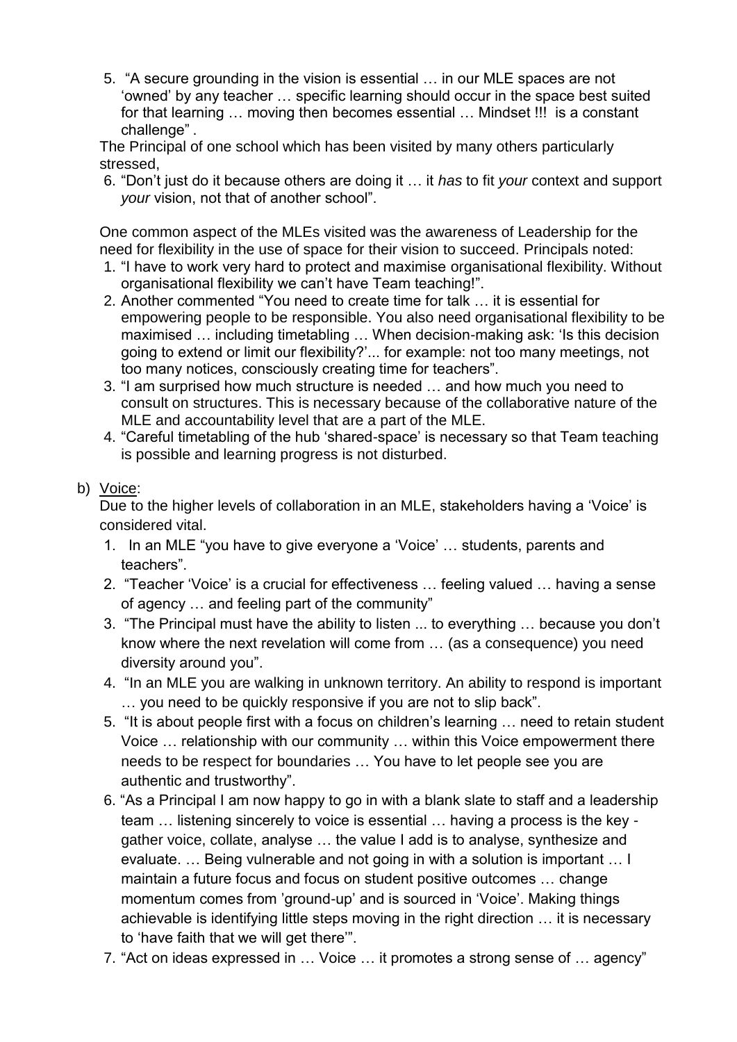5. "A secure grounding in the vision is essential … in our MLE spaces are not 'owned' by any teacher … specific learning should occur in the space best suited for that learning … moving then becomes essential … Mindset !!! is a constant challenge" .

The Principal of one school which has been visited by many others particularly stressed,

6. "Don't just do it because others are doing it … it *has* to fit *your* context and support *your* vision, not that of another school".

One common aspect of the MLEs visited was the awareness of Leadership for the need for flexibility in the use of space for their vision to succeed. Principals noted:

1. "I have to work very hard to protect and maximise organisational flexibility. Without organisational flexibility we can't have Team teaching!".
2. Another commented "You need to create time for talk … it is essential for empowering people to be responsible. You also need organisational flexibility to be maximised … including timetabling … When decision-making ask: 'Is this decision going to extend or limit our flexibility?'... for example: not too many meetings, not too many notices, consciously creating time for teachers".
3. "I am surprised how much structure is needed … and how much you need to consult on structures. This is necessary because of the collaborative nature of the MLE and accountability level that are a part of the MLE.
4. "Careful timetabling of the hub 'shared-space' is necessary so that Team teaching is possible and learning progress is not disturbed.

b) Voice:

Due to the higher levels of collaboration in an MLE, stakeholders having a 'Voice' is considered vital.

1. In an MLE "you have to give everyone a 'Voice' … students, parents and teachers".
2. "Teacher 'Voice' is a crucial for effectiveness … feeling valued … having a sense of agency … and feeling part of the community"
3. "The Principal must have the ability to listen ... to everything … because you don't know where the next revelation will come from … (as a consequence) you need diversity around you".
4. "In an MLE you are walking in unknown territory. An ability to respond is important … you need to be quickly responsive if you are not to slip back".
5. "It is about people first with a focus on children's learning … need to retain student Voice … relationship with our community … within this Voice empowerment there needs to be respect for boundaries … You have to let people see you are authentic and trustworthy".
6. "As a Principal I am now happy to go in with a blank slate to staff and a leadership team … listening sincerely to voice is essential … having a process is the key - gather voice, collate, analyse … the value I add is to analyse, synthesize and evaluate. … Being vulnerable and not going in with a solution is important … I maintain a future focus and focus on student positive outcomes … change momentum comes from 'ground-up' and is sourced in 'Voice'. Making things achievable is identifying little steps moving in the right direction … it is necessary to 'have faith that we will get there'".
7. "Act on ideas expressed in … Voice … it promotes a strong sense of … agency"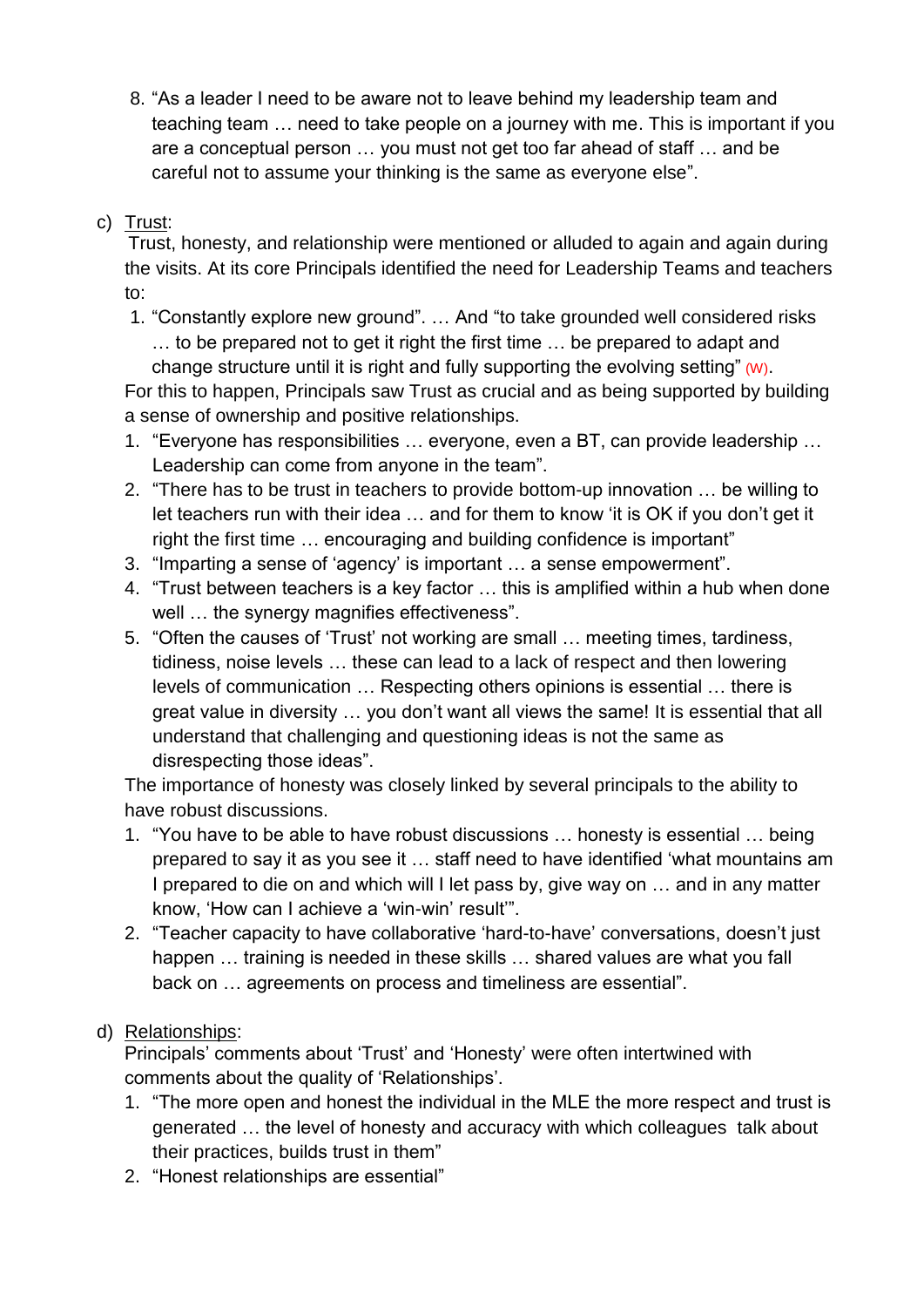8. "As a leader I need to be aware not to leave behind my leadership team and teaching team … need to take people on a journey with me. This is important if you are a conceptual person … you must not get too far ahead of staff … and be careful not to assume your thinking is the same as everyone else".

c) Trust:

Trust, honesty, and relationship were mentioned or alluded to again and again during the visits. At its core Principals identified the need for Leadership Teams and teachers to:

1. "Constantly explore new ground". … And "to take grounded well considered risks … to be prepared not to get it right the first time … be prepared to adapt and change structure until it is right and fully supporting the evolving setting" (W).

For this to happen, Principals saw Trust as crucial and as being supported by building a sense of ownership and positive relationships.

1. "Everyone has responsibilities … everyone, even a BT, can provide leadership … Leadership can come from anyone in the team".
2. "There has to be trust in teachers to provide bottom-up innovation … be willing to let teachers run with their idea … and for them to know 'it is OK if you don't get it right the first time … encouraging and building confidence is important"
3. "Imparting a sense of 'agency' is important … a sense empowerment".
4. "Trust between teachers is a key factor … this is amplified within a hub when done well … the synergy magnifies effectiveness".
5. "Often the causes of 'Trust' not working are small … meeting times, tardiness, tidiness, noise levels … these can lead to a lack of respect and then lowering levels of communication … Respecting others opinions is essential … there is great value in diversity … you don't want all views the same! It is essential that all understand that challenging and questioning ideas is not the same as disrespecting those ideas".

The importance of honesty was closely linked by several principals to the ability to have robust discussions.

1. "You have to be able to have robust discussions … honesty is essential … being prepared to say it as you see it … staff need to have identified 'what mountains am I prepared to die on and which will I let pass by, give way on … and in any matter know, 'How can I achieve a 'win-win' result'".
2. "Teacher capacity to have collaborative 'hard-to-have' conversations, doesn't just happen … training is needed in these skills … shared values are what you fall back on … agreements on process and timeliness are essential".

d) Relationships:

Principals' comments about 'Trust' and 'Honesty' were often intertwined with comments about the quality of 'Relationships'.

1. "The more open and honest the individual in the MLE the more respect and trust is generated … the level of honesty and accuracy with which colleagues talk about their practices, builds trust in them"
2. "Honest relationships are essential"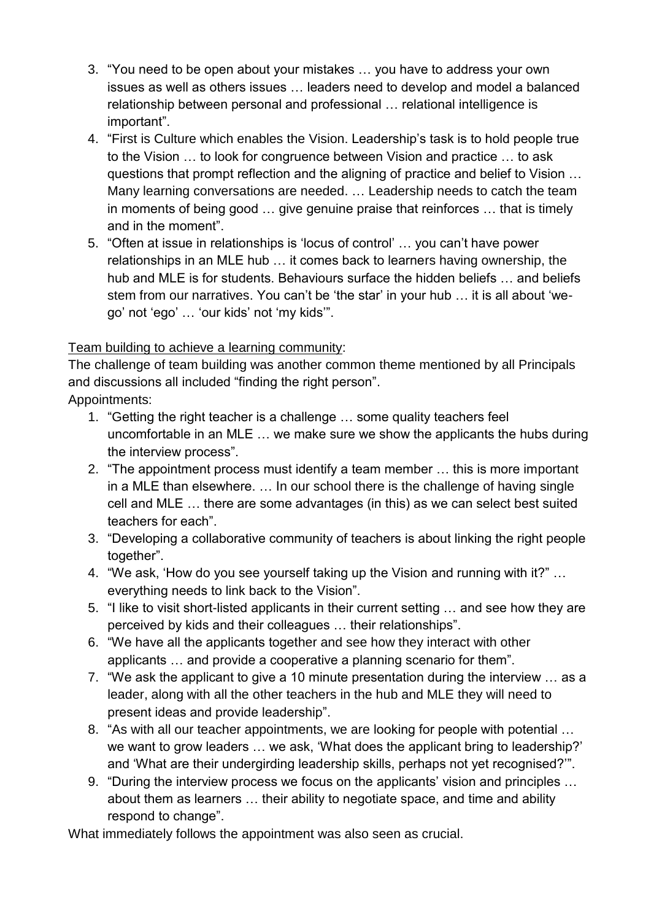3. "You need to be open about your mistakes … you have to address your own issues as well as others issues … leaders need to develop and model a balanced relationship between personal and professional … relational intelligence is important".
4. "First is Culture which enables the Vision. Leadership's task is to hold people true to the Vision … to look for congruence between Vision and practice … to ask questions that prompt reflection and the aligning of practice and belief to Vision … Many learning conversations are needed. … Leadership needs to catch the team in moments of being good … give genuine praise that reinforces … that is timely and in the moment".
5. "Often at issue in relationships is 'locus of control' … you can't have power relationships in an MLE hub … it comes back to learners having ownership, the hub and MLE is for students. Behaviours surface the hidden beliefs … and beliefs stem from our narratives. You can't be 'the star' in your hub … it is all about 'we-go' not 'ego' … 'our kids' not 'my kids'".

<u>Team building to achieve a learning community</u>:

The challenge of team building was another common theme mentioned by all Principals and discussions all included "finding the right person".

Appointments:

1. "Getting the right teacher is a challenge … some quality teachers feel uncomfortable in an MLE … we make sure we show the applicants the hubs during the interview process".
2. "The appointment process must identify a team member … this is more important in a MLE than elsewhere. … In our school there is the challenge of having single cell and MLE … there are some advantages (in this) as we can select best suited teachers for each".
3. "Developing a collaborative community of teachers is about linking the right people together".
4. "We ask, 'How do you see yourself taking up the Vision and running with it?" … everything needs to link back to the Vision".
5. "I like to visit short-listed applicants in their current setting … and see how they are perceived by kids and their colleagues … their relationships".
6. "We have all the applicants together and see how they interact with other applicants … and provide a cooperative a planning scenario for them".
7. "We ask the applicant to give a 10 minute presentation during the interview … as a leader, along with all the other teachers in the hub and MLE they will need to present ideas and provide leadership".
8. "As with all our teacher appointments, we are looking for people with potential … we want to grow leaders … we ask, 'What does the applicant bring to leadership?' and 'What are their undergirding leadership skills, perhaps not yet recognised?'".
9. "During the interview process we focus on the applicants' vision and principles … about them as learners … their ability to negotiate space, and time and ability respond to change".

What immediately follows the appointment was also seen as crucial.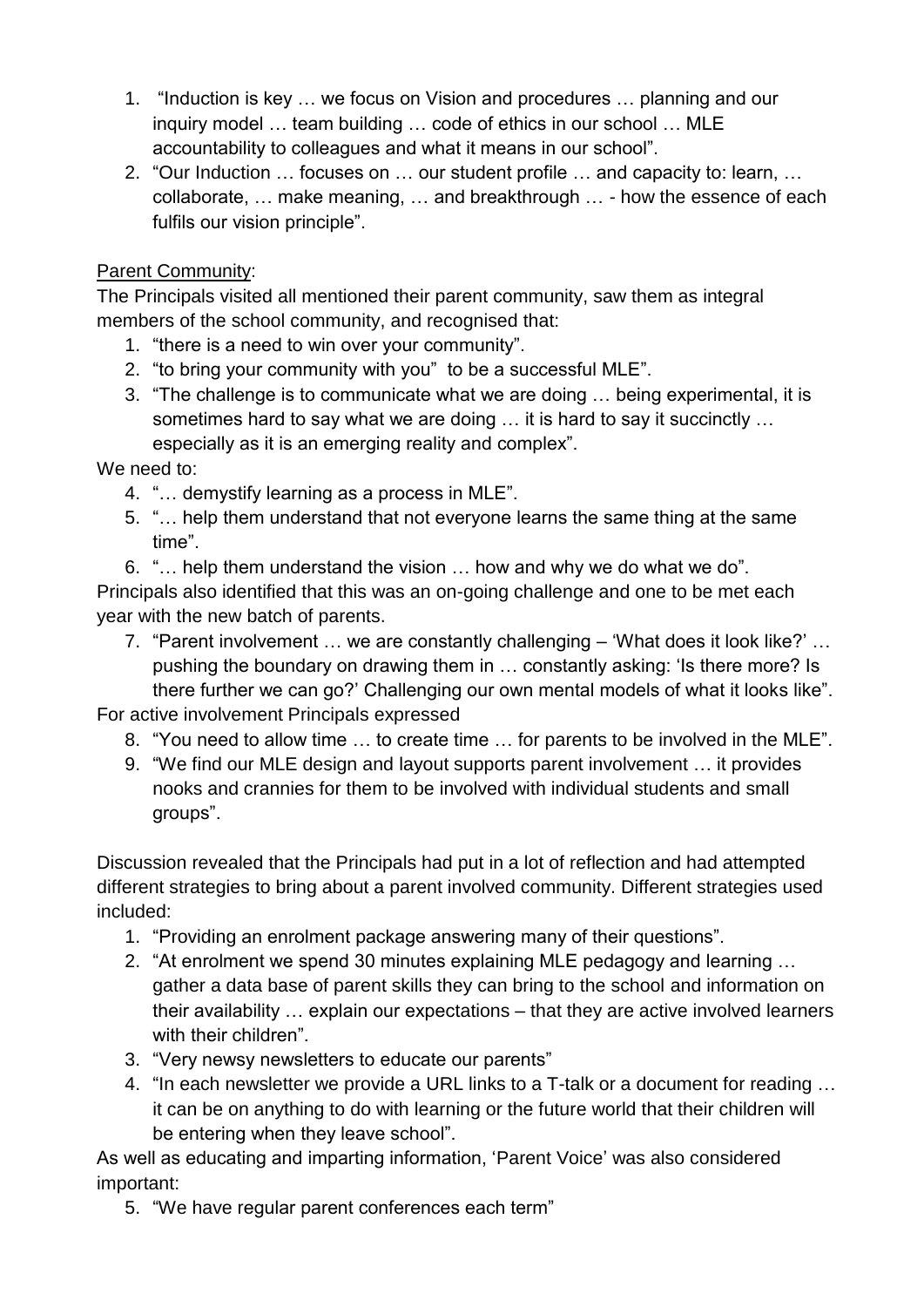1. "Induction is key … we focus on Vision and procedures … planning and our inquiry model … team building … code of ethics in our school … MLE accountability to colleagues and what it means in our school".
2. "Our Induction … focuses on … our student profile … and capacity to: learn, … collaborate, … make meaning, … and breakthrough … - how the essence of each fulfils our vision principle".

<u>Parent Community</u>:

The Principals visited all mentioned their parent community, saw them as integral members of the school community, and recognised that:

1. "there is a need to win over your community".
2. "to bring your community with you" to be a successful MLE".
3. "The challenge is to communicate what we are doing … being experimental, it is sometimes hard to say what we are doing … it is hard to say it succinctly … especially as it is an emerging reality and complex".

We need to:

4. "… demystify learning as a process in MLE".
5. "… help them understand that not everyone learns the same thing at the same time".
6. "… help them understand the vision … how and why we do what we do".

Principals also identified that this was an on-going challenge and one to be met each year with the new batch of parents.

7. "Parent involvement … we are constantly challenging – 'What does it look like?' … pushing the boundary on drawing them in … constantly asking: 'Is there more? Is there further we can go?' Challenging our own mental models of what it looks like".

For active involvement Principals expressed

8. "You need to allow time … to create time … for parents to be involved in the MLE".
9. "We find our MLE design and layout supports parent involvement … it provides nooks and crannies for them to be involved with individual students and small groups".

Discussion revealed that the Principals had put in a lot of reflection and had attempted different strategies to bring about a parent involved community. Different strategies used included:

1. "Providing an enrolment package answering many of their questions".
2. "At enrolment we spend 30 minutes explaining MLE pedagogy and learning … gather a data base of parent skills they can bring to the school and information on their availability … explain our expectations – that they are active involved learners with their children".
3. "Very newsy newsletters to educate our parents"
4. "In each newsletter we provide a URL links to a T-talk or a document for reading … it can be on anything to do with learning or the future world that their children will be entering when they leave school".

As well as educating and imparting information, 'Parent Voice' was also considered important:

5. "We have regular parent conferences each term"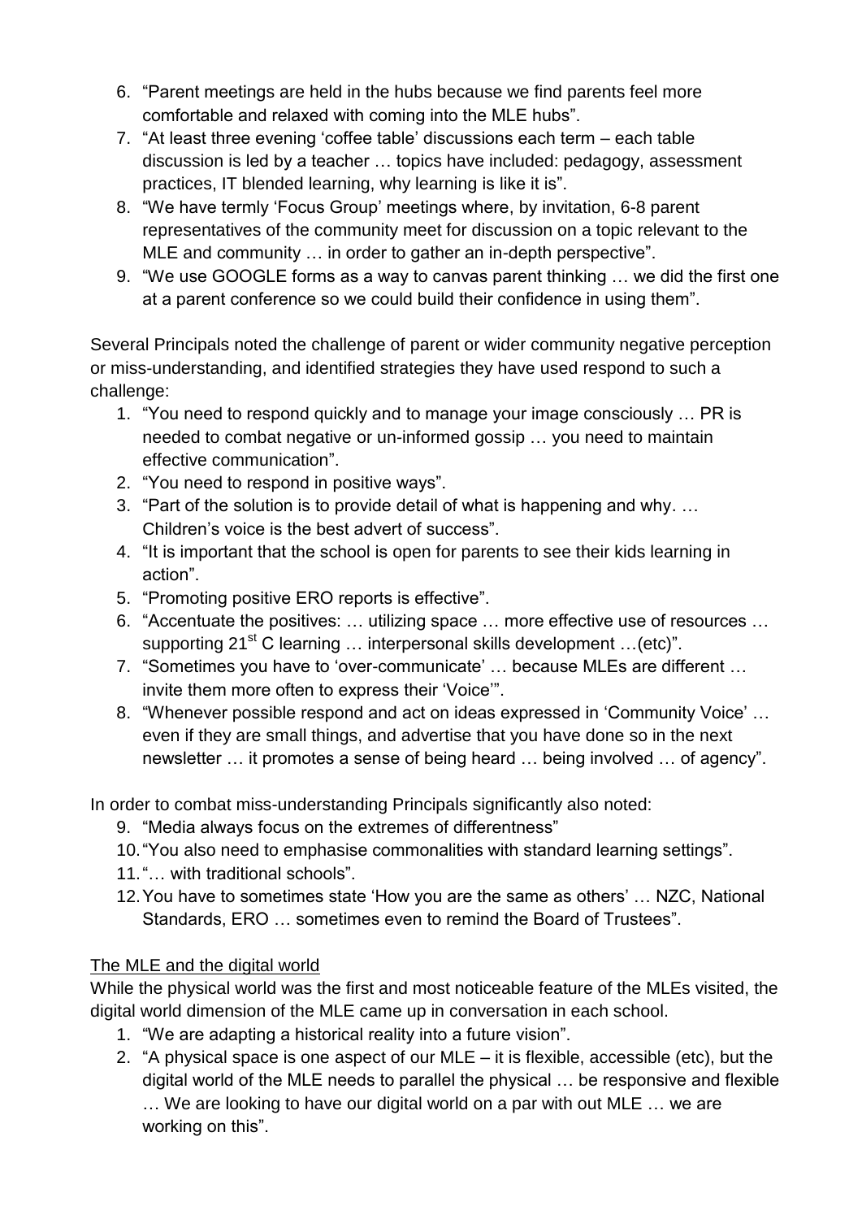6. "Parent meetings are held in the hubs because we find parents feel more comfortable and relaxed with coming into the MLE hubs".
7. "At least three evening 'coffee table' discussions each term – each table discussion is led by a teacher … topics have included: pedagogy, assessment practices, IT blended learning, why learning is like it is".
8. "We have termly 'Focus Group' meetings where, by invitation, 6-8 parent representatives of the community meet for discussion on a topic relevant to the MLE and community … in order to gather an in-depth perspective".
9. "We use GOOGLE forms as a way to canvas parent thinking … we did the first one at a parent conference so we could build their confidence in using them".

Several Principals noted the challenge of parent or wider community negative perception or miss-understanding, and identified strategies they have used respond to such a challenge:

1. "You need to respond quickly and to manage your image consciously … PR is needed to combat negative or un-informed gossip … you need to maintain effective communication".
2. "You need to respond in positive ways".
3. "Part of the solution is to provide detail of what is happening and why. … Children's voice is the best advert of success".
4. "It is important that the school is open for parents to see their kids learning in action".
5. "Promoting positive ERO reports is effective".
6. "Accentuate the positives: … utilizing space … more effective use of resources … supporting 21st C learning … interpersonal skills development …(etc)".
7. "Sometimes you have to 'over-communicate' … because MLEs are different … invite them more often to express their 'Voice'".
8. "Whenever possible respond and act on ideas expressed in 'Community Voice' … even if they are small things, and advertise that you have done so in the next newsletter … it promotes a sense of being heard … being involved … of agency".

In order to combat miss-understanding Principals significantly also noted:

9. "Media always focus on the extremes of differentness"
10. "You also need to emphasise commonalities with standard learning settings".
11. "… with traditional schools".
12. You have to sometimes state 'How you are the same as others' … NZC, National Standards, ERO … sometimes even to remind the Board of Trustees".

<u>The MLE and the digital world</u>

While the physical world was the first and most noticeable feature of the MLEs visited, the digital world dimension of the MLE came up in conversation in each school.

1. "We are adapting a historical reality into a future vision".
2. "A physical space is one aspect of our MLE – it is flexible, accessible (etc), but the digital world of the MLE needs to parallel the physical … be responsive and flexible … We are looking to have our digital world on a par with out MLE … we are working on this".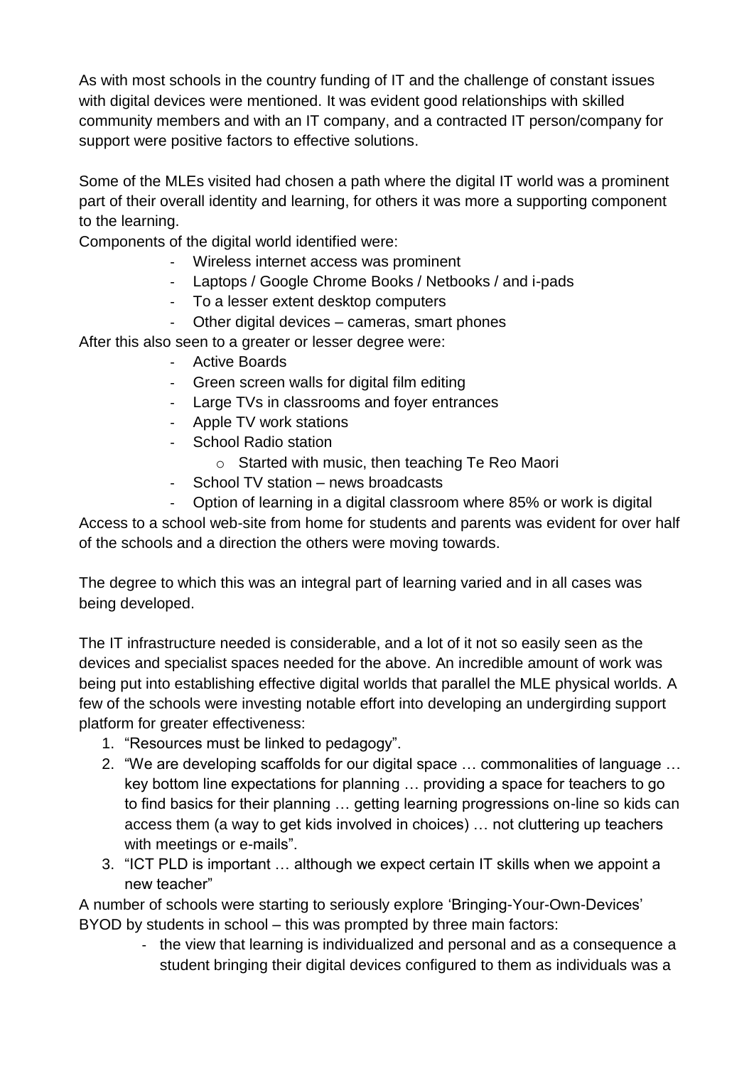As with most schools in the country funding of IT and the challenge of constant issues with digital devices were mentioned. It was evident good relationships with skilled community members and with an IT company, and a contracted IT person/company for support were positive factors to effective solutions.

Some of the MLEs visited had chosen a path where the digital IT world was a prominent part of their overall identity and learning, for others it was more a supporting component to the learning.

Components of the digital world identified were:

- Wireless internet access was prominent
- Laptops / Google Chrome Books / Netbooks / and i-pads
- To a lesser extent desktop computers
- Other digital devices – cameras, smart phones

After this also seen to a greater or lesser degree were:

- Active Boards
- Green screen walls for digital film editing
- Large TVs in classrooms and foyer entrances
- Apple TV work stations
- School Radio station
    - Started with music, then teaching Te Reo Maori
- School TV station – news broadcasts
- Option of learning in a digital classroom where 85% or work is digital

Access to a school web-site from home for students and parents was evident for over half of the schools and a direction the others were moving towards.

The degree to which this was an integral part of learning varied and in all cases was being developed.

The IT infrastructure needed is considerable, and a lot of it not so easily seen as the devices and specialist spaces needed for the above. An incredible amount of work was being put into establishing effective digital worlds that parallel the MLE physical worlds. A few of the schools were investing notable effort into developing an undergirding support platform for greater effectiveness:

1. "Resources must be linked to pedagogy".
2. "We are developing scaffolds for our digital space … commonalities of language … key bottom line expectations for planning … providing a space for teachers to go to find basics for their planning … getting learning progressions on-line so kids can access them (a way to get kids involved in choices) … not cluttering up teachers with meetings or e-mails".
3. "ICT PLD is important … although we expect certain IT skills when we appoint a new teacher"

A number of schools were starting to seriously explore 'Bringing-Your-Own-Devices' BYOD by students in school – this was prompted by three main factors:

- the view that learning is individualized and personal and as a consequence a student bringing their digital devices configured to them as individuals was a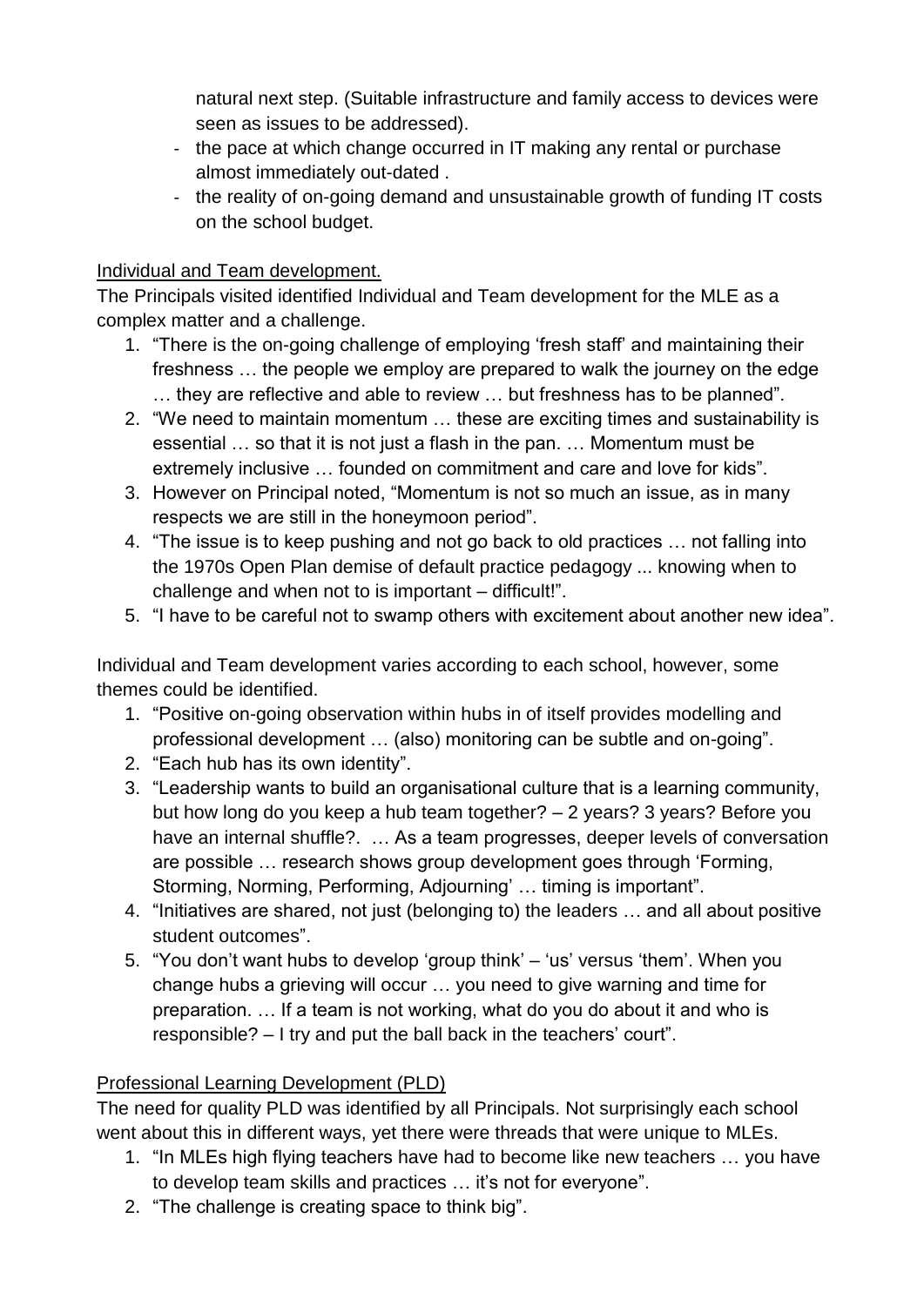natural next step. (Suitable infrastructure and family access to devices were seen as issues to be addressed).

- the pace at which change occurred in IT making any rental or purchase almost immediately out-dated .
- the reality of on-going demand and unsustainable growth of funding IT costs on the school budget.

Individual and Team development.

The Principals visited identified Individual and Team development for the MLE as a complex matter and a challenge.

1. "There is the on-going challenge of employing 'fresh staff' and maintaining their freshness … the people we employ are prepared to walk the journey on the edge … they are reflective and able to review … but freshness has to be planned".
2. "We need to maintain momentum … these are exciting times and sustainability is essential … so that it is not just a flash in the pan. … Momentum must be extremely inclusive … founded on commitment and care and love for kids".
3. However on Principal noted, "Momentum is not so much an issue, as in many respects we are still in the honeymoon period".
4. "The issue is to keep pushing and not go back to old practices … not falling into the 1970s Open Plan demise of default practice pedagogy ... knowing when to challenge and when not to is important – difficult!".
5. "I have to be careful not to swamp others with excitement about another new idea".

Individual and Team development varies according to each school, however, some themes could be identified.

1. "Positive on-going observation within hubs in of itself provides modelling and professional development … (also) monitoring can be subtle and on-going".
2. "Each hub has its own identity".
3. "Leadership wants to build an organisational culture that is a learning community, but how long do you keep a hub team together? – 2 years? 3 years? Before you have an internal shuffle?. … As a team progresses, deeper levels of conversation are possible … research shows group development goes through 'Forming, Storming, Norming, Performing, Adjourning' … timing is important".
4. "Initiatives are shared, not just (belonging to) the leaders … and all about positive student outcomes".
5. "You don't want hubs to develop 'group think' – 'us' versus 'them'. When you change hubs a grieving will occur … you need to give warning and time for preparation. … If a team is not working, what do you do about it and who is responsible? – I try and put the ball back in the teachers' court".

Professional Learning Development (PLD)

The need for quality PLD was identified by all Principals. Not surprisingly each school went about this in different ways, yet there were threads that were unique to MLEs.

1. "In MLEs high flying teachers have had to become like new teachers … you have to develop team skills and practices … it's not for everyone".
2. "The challenge is creating space to think big".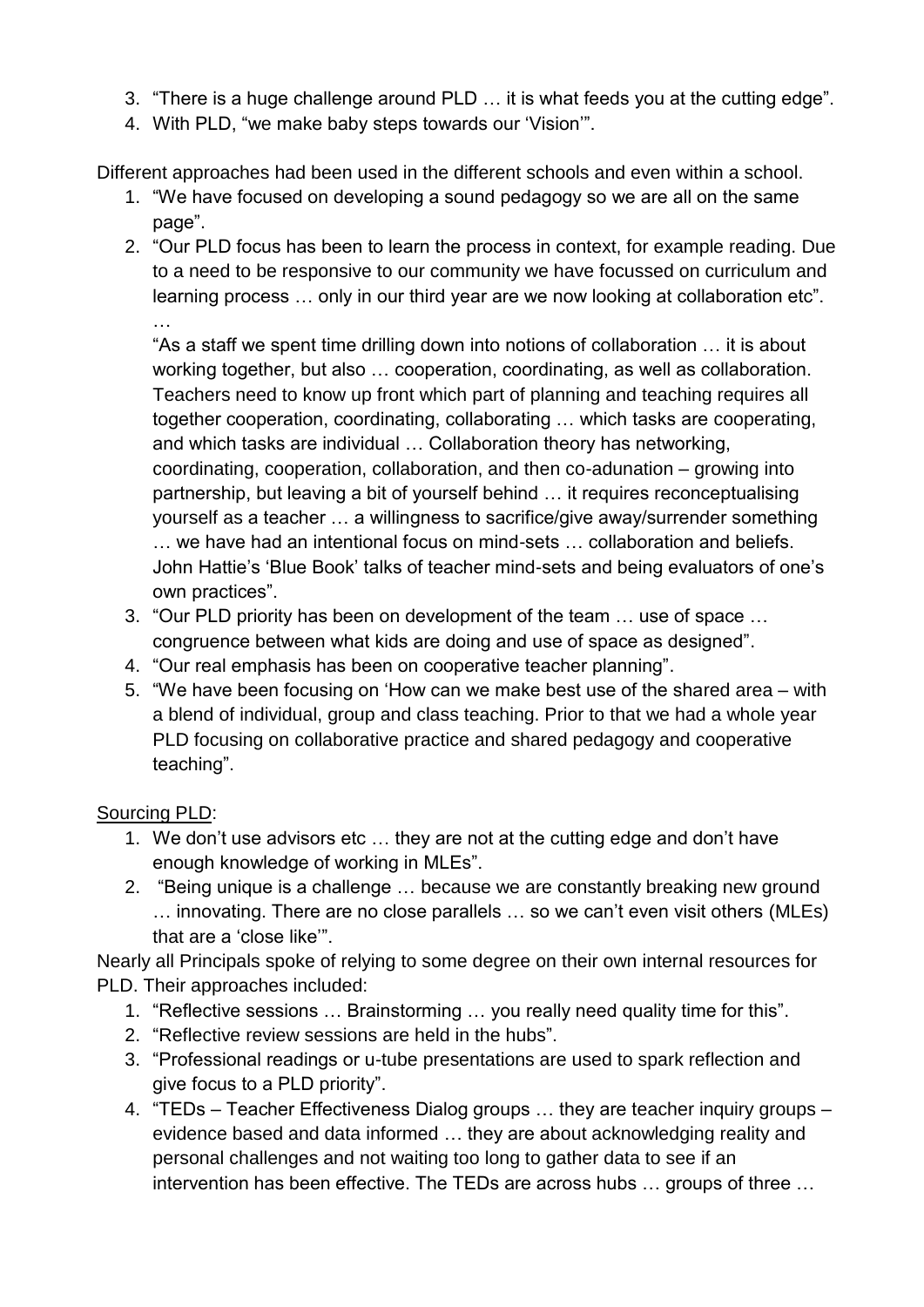3. "There is a huge challenge around PLD … it is what feeds you at the cutting edge".
4. With PLD, "we make baby steps towards our 'Vision'".

Different approaches had been used in the different schools and even within a school.

1. "We have focused on developing a sound pedagogy so we are all on the same page".
2. "Our PLD focus has been to learn the process in context, for example reading. Due to a need to be responsive to our community we have focussed on curriculum and learning process … only in our third year are we now looking at collaboration etc".
   …
   "As a staff we spent time drilling down into notions of collaboration … it is about working together, but also … cooperation, coordinating, as well as collaboration. Teachers need to know up front which part of planning and teaching requires all together cooperation, coordinating, collaborating … which tasks are cooperating, and which tasks are individual … Collaboration theory has networking, coordinating, cooperation, collaboration, and then co-adunation – growing into partnership, but leaving a bit of yourself behind … it requires reconceptualising yourself as a teacher … a willingness to sacrifice/give away/surrender something … we have had an intentional focus on mind-sets … collaboration and beliefs. John Hattie's 'Blue Book' talks of teacher mind-sets and being evaluators of one's own practices".
3. "Our PLD priority has been on development of the team … use of space … congruence between what kids are doing and use of space as designed".
4. "Our real emphasis has been on cooperative teacher planning".
5. "We have been focusing on 'How can we make best use of the shared area – with a blend of individual, group and class teaching. Prior to that we had a whole year PLD focusing on collaborative practice and shared pedagogy and cooperative teaching".

<u>Sourcing PLD</u>:

1. We don't use advisors etc … they are not at the cutting edge and don't have enough knowledge of working in MLEs".
2. "Being unique is a challenge … because we are constantly breaking new ground … innovating. There are no close parallels … so we can't even visit others (MLEs) that are a 'close like'".

Nearly all Principals spoke of relying to some degree on their own internal resources for PLD. Their approaches included:

1. "Reflective sessions … Brainstorming … you really need quality time for this".
2. "Reflective review sessions are held in the hubs".
3. "Professional readings or u-tube presentations are used to spark reflection and give focus to a PLD priority".
4. "TEDs – Teacher Effectiveness Dialog groups … they are teacher inquiry groups – evidence based and data informed … they are about acknowledging reality and personal challenges and not waiting too long to gather data to see if an intervention has been effective. The TEDs are across hubs … groups of three …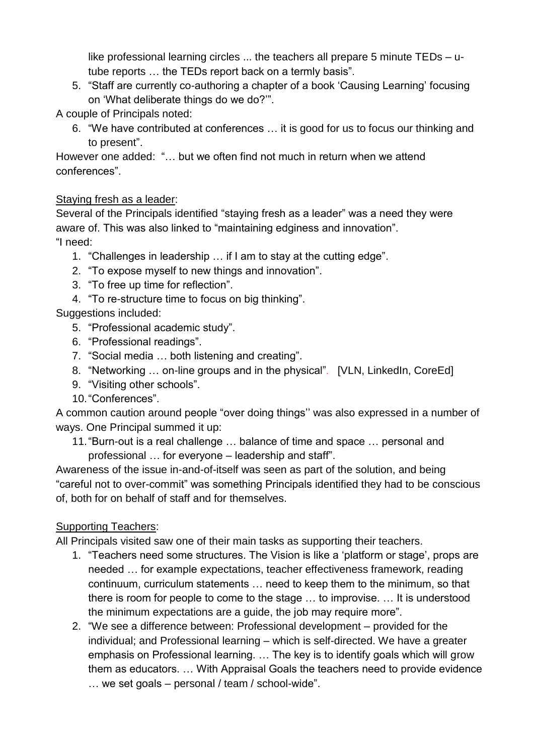like professional learning circles ... the teachers all prepare 5 minute TEDs – u-tube reports … the TEDs report back on a termly basis".

5. "Staff are currently co-authoring a chapter of a book 'Causing Learning' focusing on 'What deliberate things do we do?'".

A couple of Principals noted:

6. "We have contributed at conferences … it is good for us to focus our thinking and to present".

However one added: "… but we often find not much in return when we attend conferences".

Staying fresh as a leader:

Several of the Principals identified "staying fresh as a leader" was a need they were aware of. This was also linked to "maintaining edginess and innovation".

"I need:

1. "Challenges in leadership … if I am to stay at the cutting edge".
2. "To expose myself to new things and innovation".
3. "To free up time for reflection".
4. "To re-structure time to focus on big thinking".

Suggestions included:

5. "Professional academic study".
6. "Professional readings".
7. "Social media … both listening and creating".
8. "Networking … on-line groups and in the physical". [VLN, LinkedIn, CoreEd]
9. "Visiting other schools".
10. "Conferences".

A common caution around people "over doing things'' was also expressed in a number of ways. One Principal summed it up:

11. "Burn-out is a real challenge … balance of time and space … personal and professional … for everyone – leadership and staff".

Awareness of the issue in-and-of-itself was seen as part of the solution, and being "careful not to over-commit" was something Principals identified they had to be conscious of, both for on behalf of staff and for themselves.

Supporting Teachers:

All Principals visited saw one of their main tasks as supporting their teachers.

1. "Teachers need some structures. The Vision is like a 'platform or stage', props are needed … for example expectations, teacher effectiveness framework, reading continuum, curriculum statements … need to keep them to the minimum, so that there is room for people to come to the stage … to improvise. … It is understood the minimum expectations are a guide, the job may require more".
2. "We see a difference between: Professional development – provided for the individual; and Professional learning – which is self-directed. We have a greater emphasis on Professional learning. … The key is to identify goals which will grow them as educators. … With Appraisal Goals the teachers need to provide evidence … we set goals – personal / team / school-wide".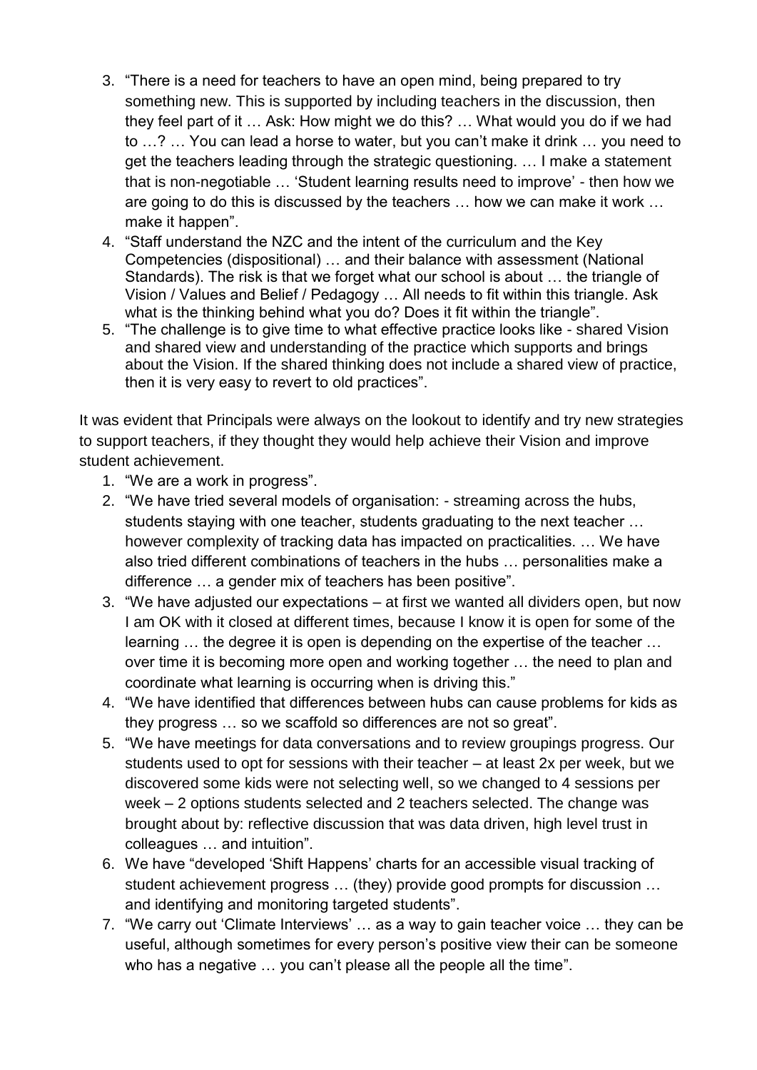3. "There is a need for teachers to have an open mind, being prepared to try something new. This is supported by including teachers in the discussion, then they feel part of it … Ask: How might we do this? … What would you do if we had to …? … You can lead a horse to water, but you can't make it drink … you need to get the teachers leading through the strategic questioning. … I make a statement that is non-negotiable … 'Student learning results need to improve' - then how we are going to do this is discussed by the teachers … how we can make it work … make it happen".
4. "Staff understand the NZC and the intent of the curriculum and the Key Competencies (dispositional) … and their balance with assessment (National Standards). The risk is that we forget what our school is about … the triangle of Vision / Values and Belief / Pedagogy … All needs to fit within this triangle. Ask what is the thinking behind what you do? Does it fit within the triangle".
5. "The challenge is to give time to what effective practice looks like - shared Vision and shared view and understanding of the practice which supports and brings about the Vision. If the shared thinking does not include a shared view of practice, then it is very easy to revert to old practices".

It was evident that Principals were always on the lookout to identify and try new strategies to support teachers, if they thought they would help achieve their Vision and improve student achievement.

1. "We are a work in progress".
2. "We have tried several models of organisation: - streaming across the hubs, students staying with one teacher, students graduating to the next teacher … however complexity of tracking data has impacted on practicalities. … We have also tried different combinations of teachers in the hubs … personalities make a difference … a gender mix of teachers has been positive".
3. "We have adjusted our expectations – at first we wanted all dividers open, but now I am OK with it closed at different times, because I know it is open for some of the learning … the degree it is open is depending on the expertise of the teacher … over time it is becoming more open and working together … the need to plan and coordinate what learning is occurring when is driving this."
4. "We have identified that differences between hubs can cause problems for kids as they progress … so we scaffold so differences are not so great".
5. "We have meetings for data conversations and to review groupings progress. Our students used to opt for sessions with their teacher – at least 2x per week, but we discovered some kids were not selecting well, so we changed to 4 sessions per week – 2 options students selected and 2 teachers selected. The change was brought about by: reflective discussion that was data driven, high level trust in colleagues … and intuition".
6. We have "developed 'Shift Happens' charts for an accessible visual tracking of student achievement progress … (they) provide good prompts for discussion … and identifying and monitoring targeted students".
7. "We carry out 'Climate Interviews' … as a way to gain teacher voice … they can be useful, although sometimes for every person's positive view their can be someone who has a negative … you can't please all the people all the time".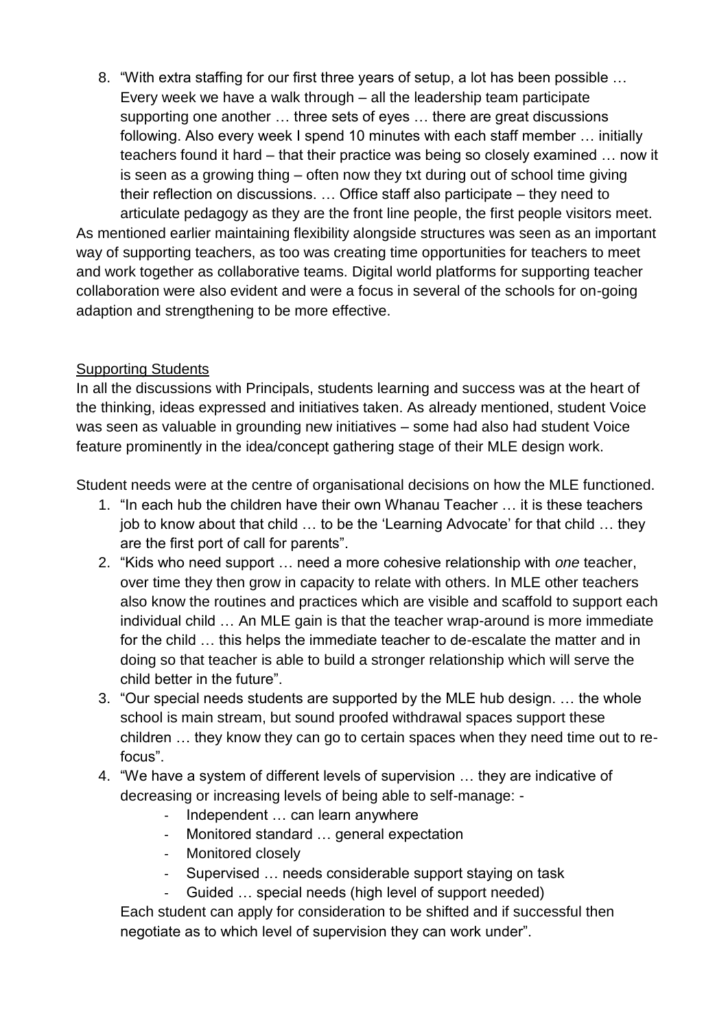8. "With extra staffing for our first three years of setup, a lot has been possible … Every week we have a walk through – all the leadership team participate supporting one another … three sets of eyes … there are great discussions following. Also every week I spend 10 minutes with each staff member … initially teachers found it hard – that their practice was being so closely examined … now it is seen as a growing thing – often now they txt during out of school time giving their reflection on discussions. … Office staff also participate – they need to articulate pedagogy as they are the front line people, the first people visitors meet.

As mentioned earlier maintaining flexibility alongside structures was seen as an important way of supporting teachers, as too was creating time opportunities for teachers to meet and work together as collaborative teams. Digital world platforms for supporting teacher collaboration were also evident and were a focus in several of the schools for on-going adaption and strengthening to be more effective.

<u>Supporting Students</u>

In all the discussions with Principals, students learning and success was at the heart of the thinking, ideas expressed and initiatives taken. As already mentioned, student Voice was seen as valuable in grounding new initiatives – some had also had student Voice feature prominently in the idea/concept gathering stage of their MLE design work.

Student needs were at the centre of organisational decisions on how the MLE functioned.

1. "In each hub the children have their own Whanau Teacher … it is these teachers job to know about that child … to be the 'Learning Advocate' for that child … they are the first port of call for parents".
2. "Kids who need support … need a more cohesive relationship with *one* teacher, over time they then grow in capacity to relate with others. In MLE other teachers also know the routines and practices which are visible and scaffold to support each individual child … An MLE gain is that the teacher wrap-around is more immediate for the child … this helps the immediate teacher to de-escalate the matter and in doing so that teacher is able to build a stronger relationship which will serve the child better in the future".
3. "Our special needs students are supported by the MLE hub design. … the whole school is main stream, but sound proofed withdrawal spaces support these children … they know they can go to certain spaces when they need time out to re-focus".
4. "We have a system of different levels of supervision … they are indicative of decreasing or increasing levels of being able to self-manage: -
    - Independent … can learn anywhere
    - Monitored standard … general expectation
    - Monitored closely
    - Supervised … needs considerable support staying on task
    - Guided … special needs (high level of support needed)

    Each student can apply for consideration to be shifted and if successful then negotiate as to which level of supervision they can work under".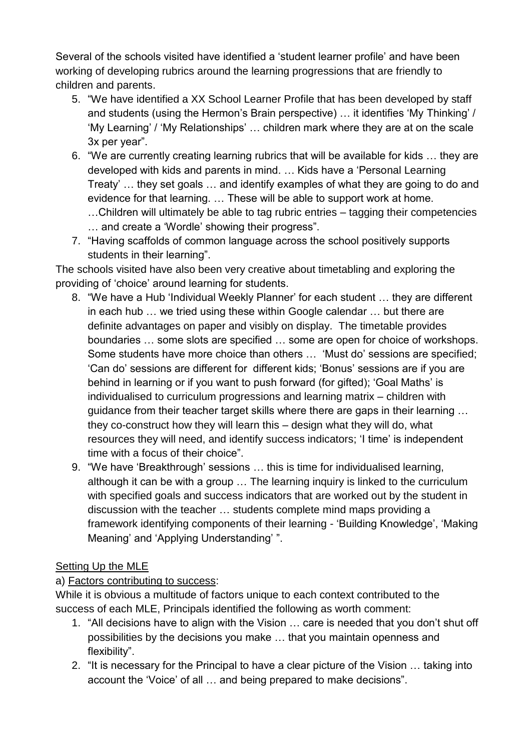Several of the schools visited have identified a 'student learner profile' and have been working of developing rubrics around the learning progressions that are friendly to children and parents.

5. "We have identified a XX School Learner Profile that has been developed by staff and students (using the Hermon's Brain perspective) … it identifies 'My Thinking' / 'My Learning' / 'My Relationships' … children mark where they are at on the scale 3x per year".
6. "We are currently creating learning rubrics that will be available for kids … they are developed with kids and parents in mind. … Kids have a 'Personal Learning Treaty' … they set goals … and identify examples of what they are going to do and evidence for that learning. … These will be able to support work at home. …Children will ultimately be able to tag rubric entries – tagging their competencies … and create a 'Wordle' showing their progress".
7. "Having scaffolds of common language across the school positively supports students in their learning".

The schools visited have also been very creative about timetabling and exploring the providing of 'choice' around learning for students.

8. "We have a Hub 'Individual Weekly Planner' for each student … they are different in each hub … we tried using these within Google calendar … but there are definite advantages on paper and visibly on display. The timetable provides boundaries … some slots are specified … some are open for choice of workshops. Some students have more choice than others … 'Must do' sessions are specified; 'Can do' sessions are different for different kids; 'Bonus' sessions are if you are behind in learning or if you want to push forward (for gifted); 'Goal Maths' is individualised to curriculum progressions and learning matrix – children with guidance from their teacher target skills where there are gaps in their learning … they co-construct how they will learn this – design what they will do, what resources they will need, and identify success indicators; 'I time' is independent time with a focus of their choice".
9. "We have 'Breakthrough' sessions … this is time for individualised learning, although it can be with a group … The learning inquiry is linked to the curriculum with specified goals and success indicators that are worked out by the student in discussion with the teacher … students complete mind maps providing a framework identifying components of their learning - 'Building Knowledge', 'Making Meaning' and 'Applying Understanding' ".

## Setting Up the MLE

### a) Factors contributing to success:

While it is obvious a multitude of factors unique to each context contributed to the success of each MLE, Principals identified the following as worth comment:

1. "All decisions have to align with the Vision … care is needed that you don't shut off possibilities by the decisions you make … that you maintain openness and flexibility".
2. "It is necessary for the Principal to have a clear picture of the Vision … taking into account the 'Voice' of all … and being prepared to make decisions".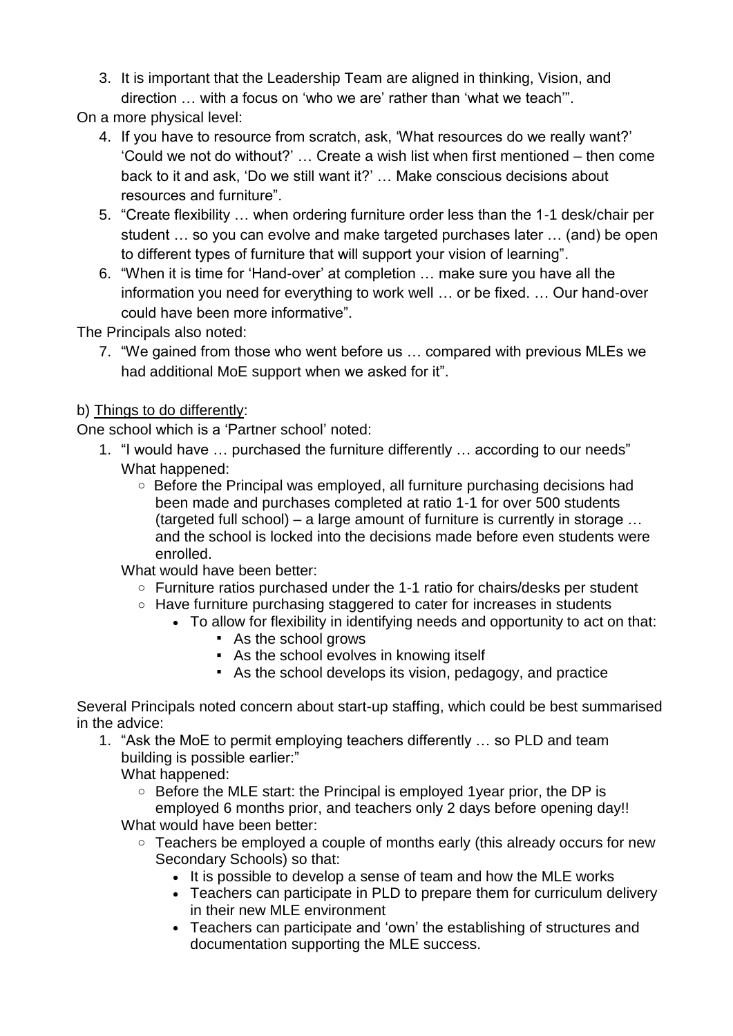3. It is important that the Leadership Team are aligned in thinking, Vision, and direction … with a focus on 'who we are' rather than 'what we teach'".

On a more physical level:

4. If you have to resource from scratch, ask, 'What resources do we really want?' 'Could we not do without?' … Create a wish list when first mentioned – then come back to it and ask, 'Do we still want it?' … Make conscious decisions about resources and furniture".
5. "Create flexibility … when ordering furniture order less than the 1-1 desk/chair per student … so you can evolve and make targeted purchases later … (and) be open to different types of furniture that will support your vision of learning".
6. "When it is time for 'Hand-over' at completion … make sure you have all the information you need for everything to work well … or be fixed. … Our hand-over could have been more informative".

The Principals also noted:

7. "We gained from those who went before us … compared with previous MLEs we had additional MoE support when we asked for it".

b) <u>Things to do differently</u>:

One school which is a 'Partner school' noted:

1. "I would have … purchased the furniture differently … according to our needs"
   What happened:
   - Before the Principal was employed, all furniture purchasing decisions had been made and purchases completed at ratio 1-1 for over 500 students (targeted full school) – a large amount of furniture is currently in storage … and the school is locked into the decisions made before even students were enrolled.

   What would have been better:
   - Furniture ratios purchased under the 1-1 ratio for chairs/desks per student
   - Have furniture purchasing staggered to cater for increases in students
     - To allow for flexibility in identifying needs and opportunity to act on that:
       - As the school grows
       - As the school evolves in knowing itself
       - As the school develops its vision, pedagogy, and practice

Several Principals noted concern about start-up staffing, which could be best summarised in the advice:

1. "Ask the MoE to permit employing teachers differently … so PLD and team building is possible earlier:"
   What happened:
   - Before the MLE start: the Principal is employed 1year prior, the DP is employed 6 months prior, and teachers only 2 days before opening day!!

   What would have been better:
   - Teachers be employed a couple of months early (this already occurs for new Secondary Schools) so that:
     - It is possible to develop a sense of team and how the MLE works
     - Teachers can participate in PLD to prepare them for curriculum delivery in their new MLE environment
     - Teachers can participate and 'own' the establishing of structures and documentation supporting the MLE success.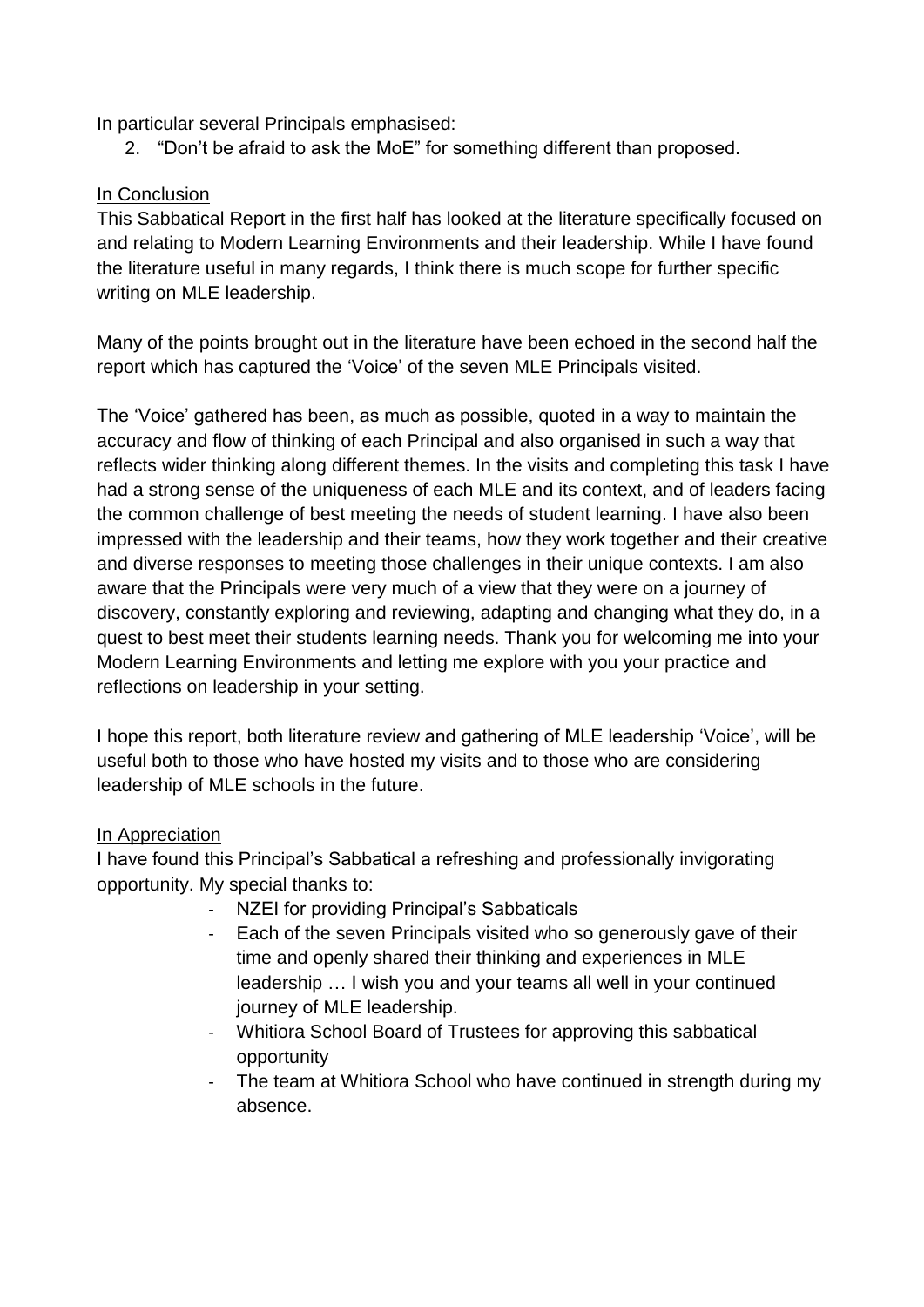In particular several Principals emphasised:

2. "Don't be afraid to ask the MoE" for something different than proposed.

<u>In Conclusion</u>

This Sabbatical Report in the first half has looked at the literature specifically focused on and relating to Modern Learning Environments and their leadership. While I have found the literature useful in many regards, I think there is much scope for further specific writing on MLE leadership.

Many of the points brought out in the literature have been echoed in the second half the report which has captured the 'Voice' of the seven MLE Principals visited.

The 'Voice' gathered has been, as much as possible, quoted in a way to maintain the accuracy and flow of thinking of each Principal and also organised in such a way that reflects wider thinking along different themes. In the visits and completing this task I have had a strong sense of the uniqueness of each MLE and its context, and of leaders facing the common challenge of best meeting the needs of student learning. I have also been impressed with the leadership and their teams, how they work together and their creative and diverse responses to meeting those challenges in their unique contexts. I am also aware that the Principals were very much of a view that they were on a journey of discovery, constantly exploring and reviewing, adapting and changing what they do, in a quest to best meet their students learning needs. Thank you for welcoming me into your Modern Learning Environments and letting me explore with you your practice and reflections on leadership in your setting.

I hope this report, both literature review and gathering of MLE leadership 'Voice', will be useful both to those who have hosted my visits and to those who are considering leadership of MLE schools in the future.

<u>In Appreciation</u>

I have found this Principal's Sabbatical a refreshing and professionally invigorating opportunity. My special thanks to:

- NZEI for providing Principal's Sabbaticals
- Each of the seven Principals visited who so generously gave of their time and openly shared their thinking and experiences in MLE leadership … I wish you and your teams all well in your continued journey of MLE leadership.
- Whitiora School Board of Trustees for approving this sabbatical opportunity
- The team at Whitiora School who have continued in strength during my absence.